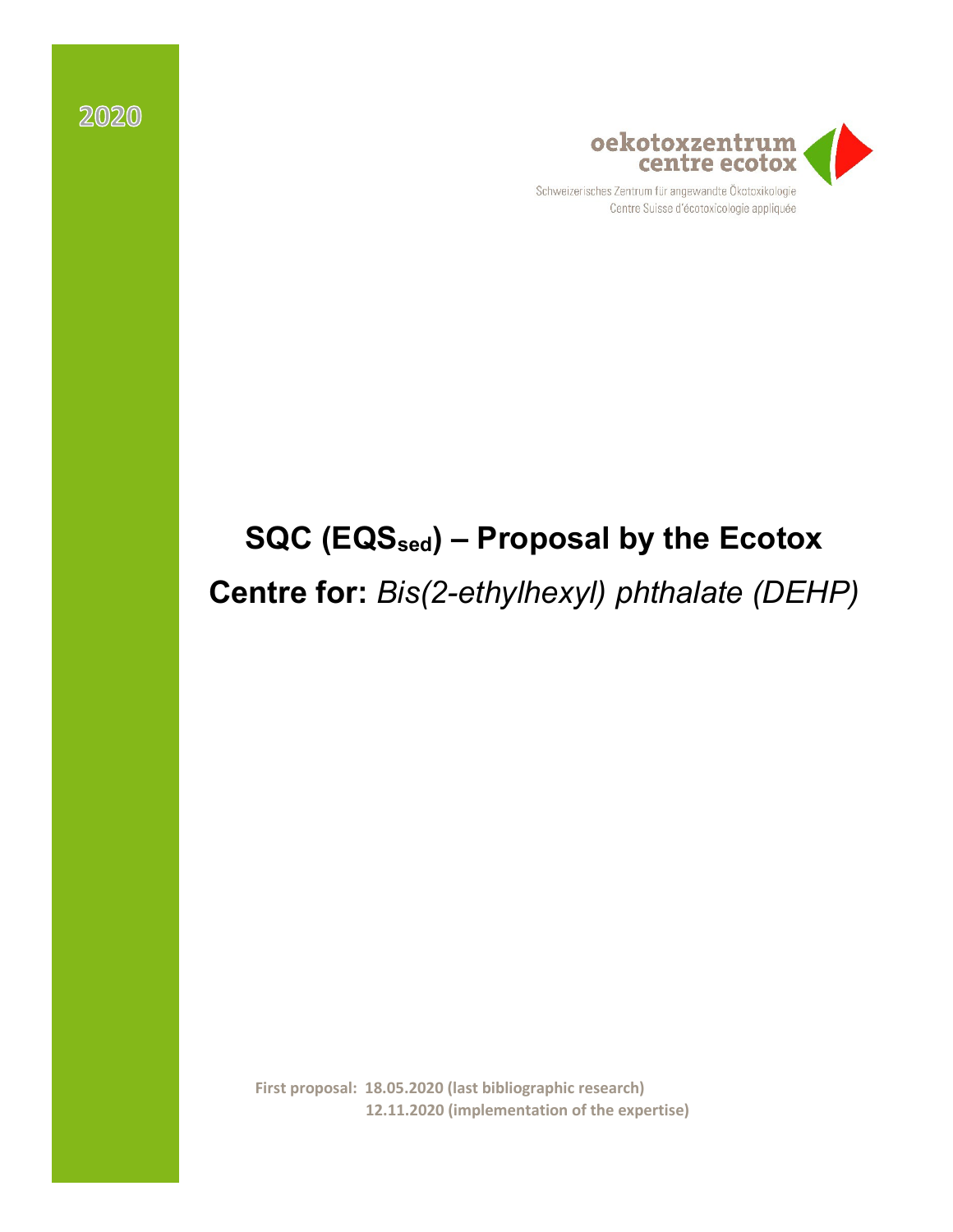2020

oekotoxzentrum
centre ecotox

Schweizerisches Zentrum für angewandte Ökotoxikologie
Centre Suisse d'écotoxicologie appliquée

# SQC ($EQS_{sed}$) – Proposal by the Ecotox Centre for: *Bis(2-ethylhexyl) phthalate (DEHP)*

**First proposal: 18.05.2020 (last bibliographic research)**
**12.11.2020 (implementation of the expertise)**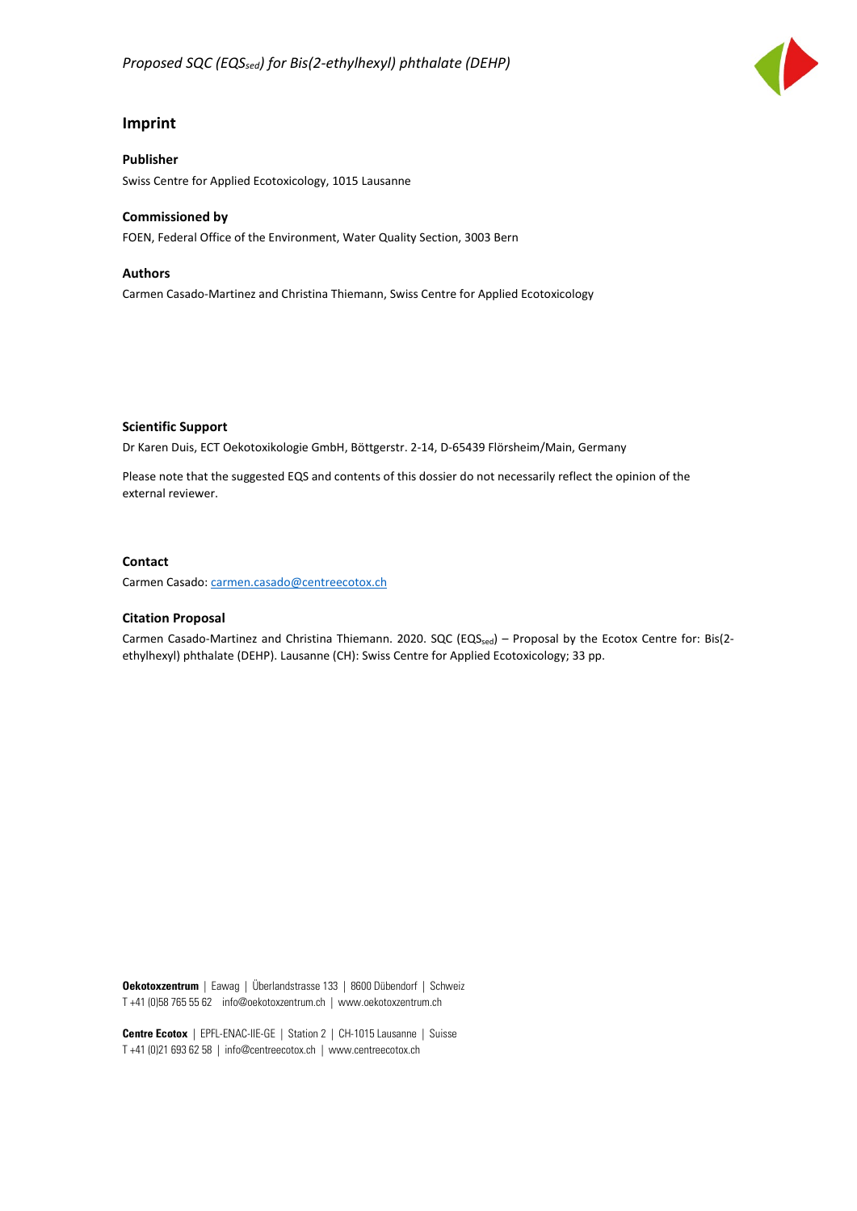## Imprint

### Publisher

Swiss Centre for Applied Ecotoxicology, 1015 Lausanne

### Commissioned by

FOEN, Federal Office of the Environment, Water Quality Section, 3003 Bern

### Authors

Carmen Casado-Martinez and Christina Thiemann, Swiss Centre for Applied Ecotoxicology

### Scientific Support

Dr Karen Duis, ECT Oekotoxikologie GmbH, Böttgerstr. 2-14, D-65439 Flörsheim/Main, Germany

Please note that the suggested EQS and contents of this dossier do not necessarily reflect the opinion of the external reviewer.

### Contact

Carmen Casado: carmen.casado@centreecotox.ch

### Citation Proposal

Carmen Casado-Martinez and Christina Thiemann. 2020. SQC ($EQS_{sed}$) – Proposal by the Ecotox Centre for: Bis(2-ethylhexyl) phthalate (DEHP). Lausanne (CH): Swiss Centre for Applied Ecotoxicology; 33 pp.

**Oekotoxzentrum** | Eawag | Überlandstrasse 133 | 8600 Dübendorf | Schweiz
T +41 (0)58 765 55 62 info@oekotoxzentrum.ch | www.oekotoxzentrum.ch

**Centre Ecotox** | EPFL-ENAC-IIE-GE | Station 2 | CH-1015 Lausanne | Suisse
T +41 (0)21 693 62 58 | info@centreecotox.ch | www.centreecotox.ch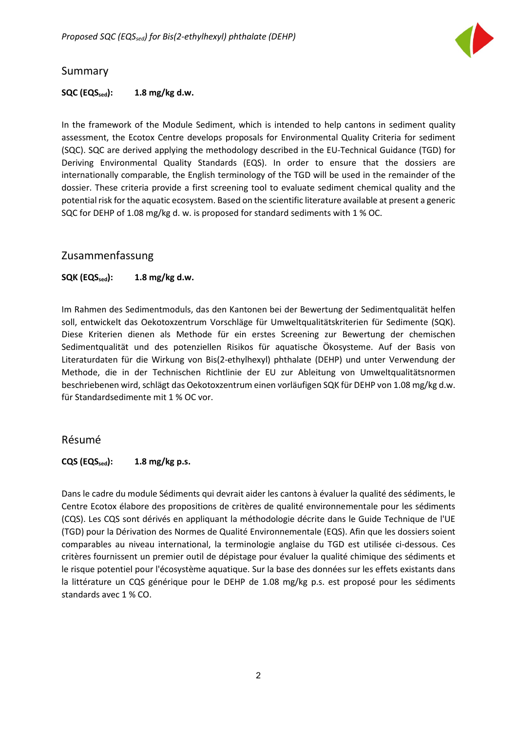## Summary

**SQC ($EQS_{sed}$): 1.8 mg/kg d.w.**

In the framework of the Module Sediment, which is intended to help cantons in sediment quality assessment, the Ecotox Centre develops proposals for Environmental Quality Criteria for sediment (SQC). SQC are derived applying the methodology described in the EU-Technical Guidance (TGD) for Deriving Environmental Quality Standards (EQS). In order to ensure that the dossiers are internationally comparable, the English terminology of the TGD will be used in the remainder of the dossier. These criteria provide a first screening tool to evaluate sediment chemical quality and the potential risk for the aquatic ecosystem. Based on the scientific literature available at present a generic SQC for DEHP of 1.08 mg/kg d. w. is proposed for standard sediments with 1 % OC.

## Zusammenfassung

**SQK ($EQS_{sed}$): 1.8 mg/kg d.w.**

Im Rahmen des Sedimentmoduls, das den Kantonen bei der Bewertung der Sedimentqualität helfen soll, entwickelt das Oekotoxzentrum Vorschläge für Umweltqualitätskriterien für Sedimente (SQK). Diese Kriterien dienen als Methode für ein erstes Screening zur Bewertung der chemischen Sedimentqualität und des potenziellen Risikos für aquatische Ökosysteme. Auf der Basis von Literaturdaten für die Wirkung von Bis(2-ethylhexyl) phthalate (DEHP) und unter Verwendung der Methode, die in der Technischen Richtlinie der EU zur Ableitung von Umweltqualitätsnormen beschriebenen wird, schlägt das Oekotoxzentrum einen vorläufigen SQK für DEHP von 1.08 mg/kg d.w. für Standardsedimente mit 1 % OC vor.

## Résumé

**CQS ($EQS_{sed}$): 1.8 mg/kg p.s.**

Dans le cadre du module Sédiments qui devrait aider les cantons à évaluer la qualité des sédiments, le Centre Ecotox élabore des propositions de critères de qualité environnementale pour les sédiments (CQS). Les CQS sont dérivés en appliquant la méthodologie décrite dans le Guide Technique de l'UE (TGD) pour la Dérivation des Normes de Qualité Environnementale (EQS). Afin que les dossiers soient comparables au niveau international, la terminologie anglaise du TGD est utilisée ci-dessous. Ces critères fournissent un premier outil de dépistage pour évaluer la qualité chimique des sédiments et le risque potentiel pour l'écosystème aquatique. Sur la base des données sur les effets existants dans la littérature un CQS générique pour le DEHP de 1.08 mg/kg p.s. est proposé pour les sédiments standards avec 1 % CO.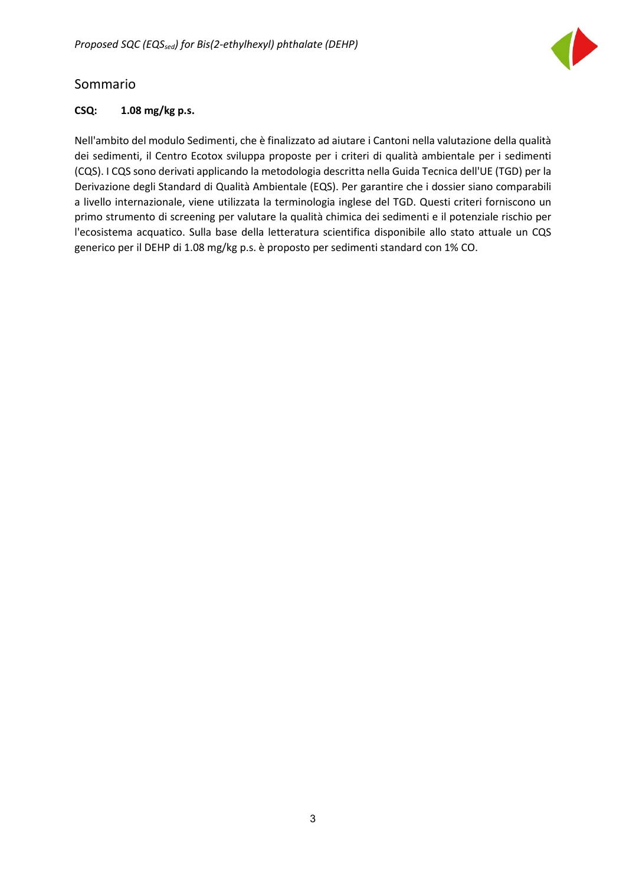## Sommario

**CSQ: 1.08 mg/kg p.s.**

Nell'ambito del modulo Sedimenti, che è finalizzato ad aiutare i Cantoni nella valutazione della qualità dei sedimenti, il Centro Ecotox sviluppa proposte per i criteri di qualità ambientale per i sedimenti (CQS). I CQS sono derivati applicando la metodologia descritta nella Guida Tecnica dell'UE (TGD) per la Derivazione degli Standard di Qualità Ambientale (EQS). Per garantire che i dossier siano comparabili a livello internazionale, viene utilizzata la terminologia inglese del TGD. Questi criteri forniscono un primo strumento di screening per valutare la qualità chimica dei sedimenti e il potenziale rischio per l'ecosistema acquatico. Sulla base della letteratura scientifica disponibile allo stato attuale un CQS generico per il DEHP di 1.08 mg/kg p.s. è proposto per sedimenti standard con 1% CO.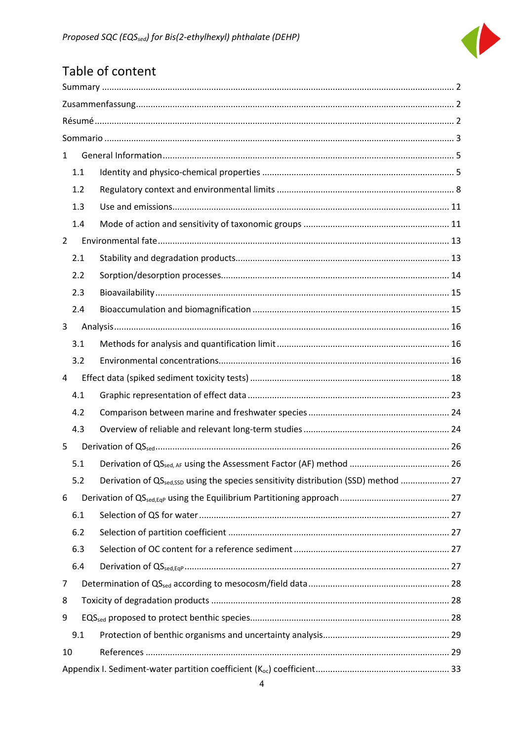# Table of content

Summary ..... 2

Zusammenfassung ..... 2

Résumé ..... 2

Sommario ..... 3

1 General Information ..... 5

- 1.1 Identity and physico-chemical properties ..... 5
- 1.2 Regulatory context and environmental limits ..... 8
- 1.3 Use and emissions ..... 11
- 1.4 Mode of action and sensitivity of taxonomic groups ..... 11

2 Environmental fate ..... 13

- 2.1 Stability and degradation products ..... 13
- 2.2 Sorption/desorption processes ..... 14
- 2.3 Bioavailability ..... 15
- 2.4 Bioaccumulation and biomagnification ..... 15

3 Analysis ..... 16

- 3.1 Methods for analysis and quantification limit ..... 16
- 3.2 Environmental concentrations ..... 16

4 Effect data (spiked sediment toxicity tests) ..... 18

- 4.1 Graphic representation of effect data ..... 23
- 4.2 Comparison between marine and freshwater species ..... 24
- 4.3 Overview of reliable and relevant long-term studies ..... 24

5 Derivation of $QS_{sed}$ ..... 26

- 5.1 Derivation of $QS_{sed, AF}$ using the Assessment Factor (AF) method ..... 26
- 5.2 Derivation of $QS_{sed,SSD}$ using the species sensitivity distribution (SSD) method ..... 27

6 Derivation of $QS_{sed,EqP}$ using the Equilibrium Partitioning approach ..... 27

- 6.1 Selection of QS for water ..... 27
- 6.2 Selection of partition coefficient ..... 27
- 6.3 Selection of OC content for a reference sediment ..... 27
- 6.4 Derivation of $QS_{sed,EqP}$ ..... 27

7 Determination of $QS_{sed}$ according to mesocosm/field data ..... 28

8 Toxicity of degradation products ..... 28

9 $EQS_{sed}$ proposed to protect benthic species ..... 28

- 9.1 Protection of benthic organisms and uncertainty analysis ..... 29

10 References ..... 29

Appendix I. Sediment-water partition coefficient ($K_{oc}$) coefficient ..... 33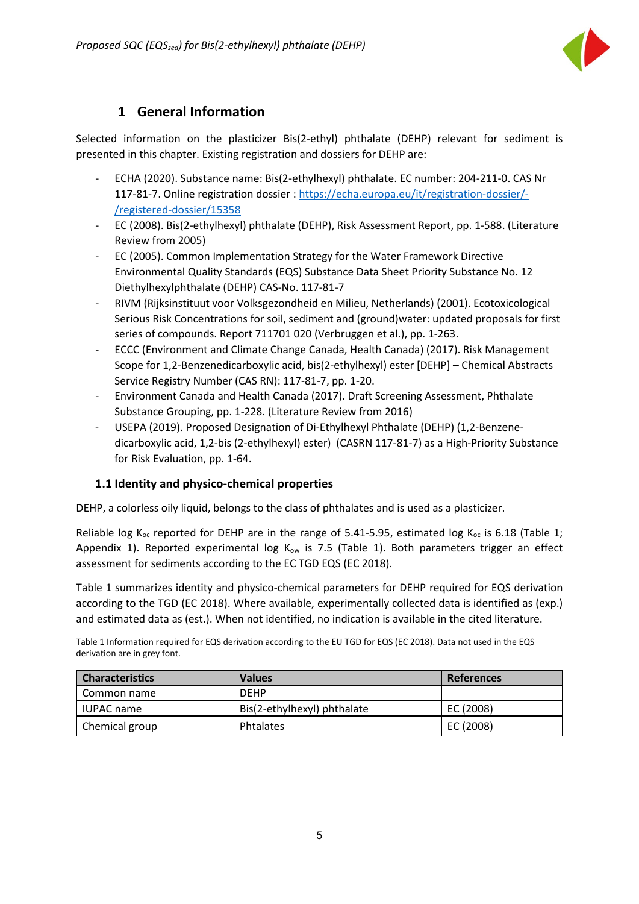# 1 General Information

Selected information on the plasticizer Bis(2-ethyl) phthalate (DEHP) relevant for sediment is presented in this chapter. Existing registration and dossiers for DEHP are:

- ECHA (2020). Substance name: Bis(2-ethylhexyl) phthalate. EC number: 204-211-0. CAS Nr 117-81-7. Online registration dossier : https://echa.europa.eu/it/registration-dossier/-/registered-dossier/15358
- EC (2008). Bis(2-ethylhexyl) phthalate (DEHP), Risk Assessment Report, pp. 1-588. (Literature Review from 2005)
- EC (2005). Common Implementation Strategy for the Water Framework Directive Environmental Quality Standards (EQS) Substance Data Sheet Priority Substance No. 12 Diethylhexylphthalate (DEHP) CAS-No. 117-81-7
- RIVM (Rijksinstituut voor Volksgezondheid en Milieu, Netherlands) (2001). Ecotoxicological Serious Risk Concentrations for soil, sediment and (ground)water: updated proposals for first series of compounds. Report 711701 020 (Verbruggen et al.), pp. 1-263.
- ECCC (Environment and Climate Change Canada, Health Canada) (2017). Risk Management Scope for 1,2-Benzenedicarboxylic acid, bis(2-ethylhexyl) ester [DEHP] – Chemical Abstracts Service Registry Number (CAS RN): 117-81-7, pp. 1-20.
- Environment Canada and Health Canada (2017). Draft Screening Assessment, Phthalate Substance Grouping, pp. 1-228. (Literature Review from 2016)
- USEPA (2019). Proposed Designation of Di-Ethylhexyl Phthalate (DEHP) (1,2-Benzene-dicarboxylic acid, 1,2-bis (2-ethylhexyl) ester) (CASRN 117-81-7) as a High-Priority Substance for Risk Evaluation, pp. 1-64.

## 1.1 Identity and physico-chemical properties

DEHP, a colorless oily liquid, belongs to the class of phthalates and is used as a plasticizer.

Reliable log $K_{oc}$ reported for DEHP are in the range of 5.41-5.95, estimated log $K_{oc}$ is 6.18 (Table 1; Appendix 1). Reported experimental log $K_{ow}$ is 7.5 (Table 1). Both parameters trigger an effect assessment for sediments according to the EC TGD EQS (EC 2018).

Table 1 summarizes identity and physico-chemical parameters for DEHP required for EQS derivation according to the TGD (EC 2018). Where available, experimentally collected data is identified as (exp.) and estimated data as (est.). When not identified, no indication is available in the cited literature.

Table 1 Information required for EQS derivation according to the EU TGD for EQS (EC 2018). Data not used in the EQS derivation are in grey font.

| Characteristics | Values | References |
|---|---|---|
| Common name | DEHP | |
| IUPAC name | Bis(2-ethylhexyl) phthalate | EC (2008) |
| Chemical group | Phtalates | EC (2008) |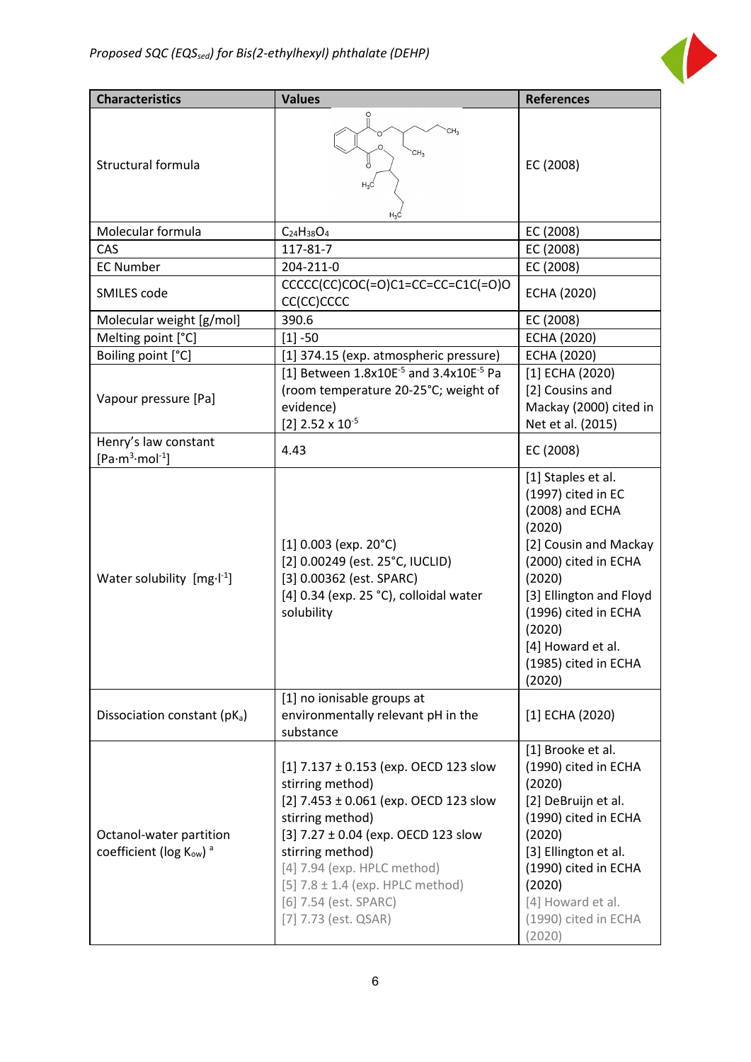| Characteristics | Values | References |
|---|---|---|
| Structural formula | | EC (2008) |
| Molecular formula | $C_{24}H_{38}O_4$ | EC (2008) |
| CAS | 117-81-7 | EC (2008) |
| EC Number | 204-211-0 | EC (2008) |
| SMILES code | CCCCC(CC)COC(=O)C1=CC=CC=C1C(=O)OCC(CC)CCCC | ECHA (2020) |
| Molecular weight [g/mol] | 390.6 | EC (2008) |
| Melting point [°C] | [1] -50 | ECHA (2020) |
| Boiling point [°C] | [1] 374.15 (exp. atmospheric pressure) | ECHA (2020) |
| Vapour pressure [Pa] | [1] Between 1.8x10E$^{-5}$ and 3.4x10E$^{-5}$ Pa (room temperature 20-25°C; weight of evidence)<br>[2] 2.52 x $10^{-5}$ | [1] ECHA (2020)<br>[2] Cousins and Mackay (2000) cited in Net et al. (2015) |
| Henry's law constant [$Pa \cdot m^3 \cdot mol^{-1}$] | 4.43 | EC (2008) |
| Water solubility [$mg \cdot l^{-1}$] | [1] 0.003 (exp. 20°C)<br>[2] 0.00249 (est. 25°C, IUCLID)<br>[3] 0.00362 (est. SPARC)<br>[4] 0.34 (exp. 25 °C), colloidal water solubility | [1] Staples et al. (1997) cited in EC (2008) and ECHA (2020)<br>[2] Cousin and Mackay (2000) cited in ECHA (2020)<br>[3] Ellington and Floyd (1996) cited in ECHA (2020)<br>[4] Howard et al. (1985) cited in ECHA (2020) |
| Dissociation constant ($pK_a$) | [1] no ionisable groups at environmentally relevant pH in the substance | [1] ECHA (2020) |
| Octanol-water partition coefficient (log $K_{ow}$) [a] | [1] 7.137 ± 0.153 (exp. OECD 123 slow stirring method)<br>[2] 7.453 ± 0.061 (exp. OECD 123 slow stirring method)<br>[3] 7.27 ± 0.04 (exp. OECD 123 slow stirring method)<br>[4] 7.94 (exp. HPLC method)<br>[5] 7.8 ± 1.4 (exp. HPLC method)<br>[6] 7.54 (est. SPARC)<br>[7] 7.73 (est. QSAR) | [1] Brooke et al. (1990) cited in ECHA (2020)<br>[2] DeBruijn et al. (1990) cited in ECHA (2020)<br>[3] Ellington et al. (1990) cited in ECHA (2020)<br>[4] Howard et al. (1990) cited in ECHA (2020) |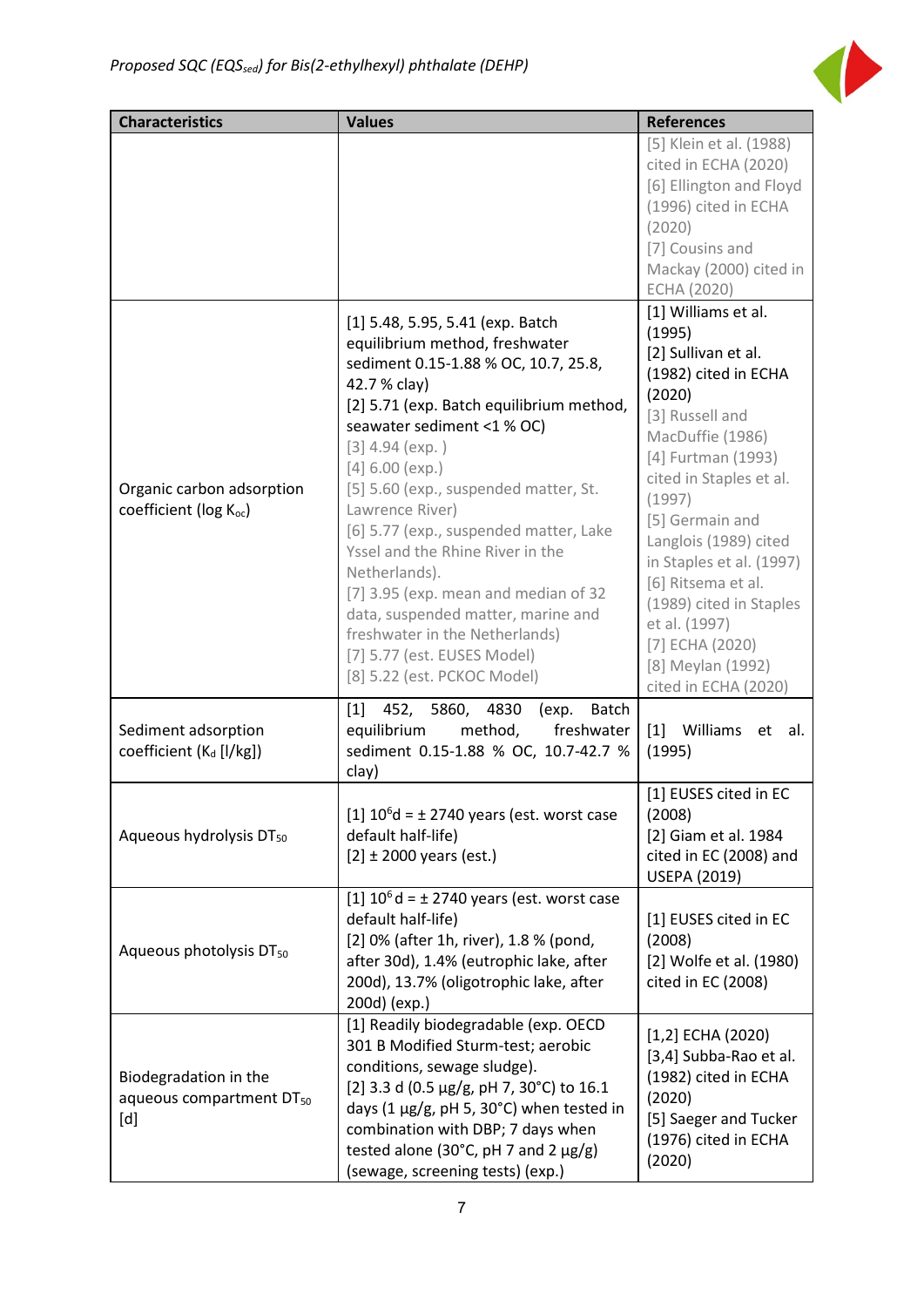| Characteristics | Values | References |
|---|---|---|
| | | [5] Klein et al. (1988) cited in ECHA (2020)<br>[6] Ellington and Floyd (1996) cited in ECHA (2020)<br>[7] Cousins and Mackay (2000) cited in ECHA (2020) |
| Organic carbon adsorption coefficient (log $K_{oc}$) | [1] 5.48, 5.95, 5.41 (exp. Batch equilibrium method, freshwater sediment 0.15-1.88 % OC, 10.7, 25.8, 42.7 % clay)<br>[2] 5.71 (exp. Batch equilibrium method, seawater sediment <1 % OC)<br>[3] 4.94 (exp. )<br>[4] 6.00 (exp.)<br>[5] 5.60 (exp., suspended matter, St. Lawrence River)<br>[6] 5.77 (exp., suspended matter, Lake Yssel and the Rhine River in the Netherlands).<br>[7] 3.95 (exp. mean and median of 32 data, suspended matter, marine and freshwater in the Netherlands)<br>[7] 5.77 (est. EUSES Model)<br>[8] 5.22 (est. PCKOC Model) | [1] Williams et al. (1995)<br>[2] Sullivan et al. (1982) cited in ECHA (2020)<br>[3] Russell and MacDuffie (1986)<br>[4] Furtman (1993) cited in Staples et al. (1997)<br>[5] Germain and Langlois (1989) cited in Staples et al. (1997)<br>[6] Ritsema et al. (1989) cited in Staples et al. (1997)<br>[7] ECHA (2020)<br>[8] Meylan (1992) cited in ECHA (2020) |
| Sediment adsorption coefficient ($K_d$ [l/kg]) | [1] 452, 5860, 4830 (exp. Batch equilibrium method, freshwater sediment 0.15-1.88 % OC, 10.7-42.7 % clay) | [1] Williams et al. (1995) |
| Aqueous hydrolysis $DT_{50}$ | [1] $10^6$d = ± 2740 years (est. worst case default half-life)<br>[2] ± 2000 years (est.) | [1] EUSES cited in EC (2008)<br>[2] Giam et al. 1984 cited in EC (2008) and USEPA (2019) |
| Aqueous photolysis $DT_{50}$ | [1] $10^6$ d = ± 2740 years (est. worst case default half-life)<br>[2] 0% (after 1h, river), 1.8 % (pond, after 30d), 1.4% (eutrophic lake, after 200d), 13.7% (oligotrophic lake, after 200d) (exp.) | [1] EUSES cited in EC (2008)<br>[2] Wolfe et al. (1980) cited in EC (2008) |
| Biodegradation in the aqueous compartment $DT_{50}$ [d] | [1] Readily biodegradable (exp. OECD 301 B Modified Sturm-test; aerobic conditions, sewage sludge).<br>[2] 3.3 d (0.5 µg/g, pH 7, 30°C) to 16.1 days (1 µg/g, pH 5, 30°C) when tested in combination with DBP; 7 days when tested alone (30°C, pH 7 and 2 µg/g) (sewage, screening tests) (exp.) | [1,2] ECHA (2020)<br>[3,4] Subba-Rao et al. (1982) cited in ECHA (2020)<br>[5] Saeger and Tucker (1976) cited in ECHA (2020) |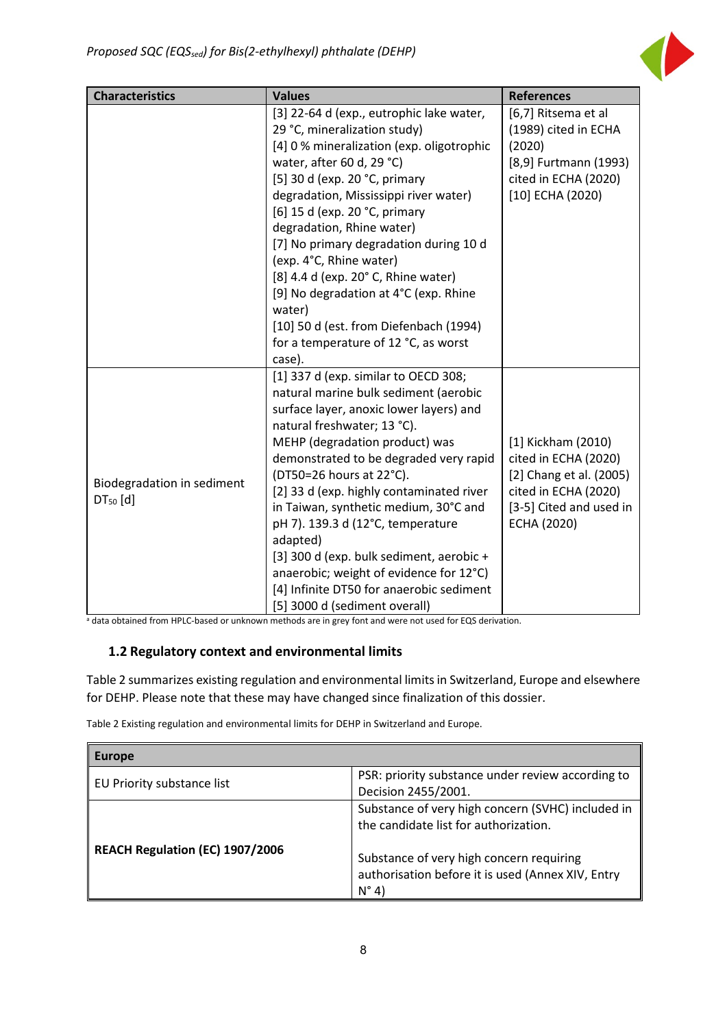| Characteristics | Values | References |
|---|---|---|
| | [3] 22-64 d (exp., eutrophic lake water, 29 °C, mineralization study)<br>[4] 0 % mineralization (exp. oligotrophic water, after 60 d, 29 °C)<br>[5] 30 d (exp. 20 °C, primary degradation, Mississippi river water)<br>[6] 15 d (exp. 20 °C, primary degradation, Rhine water)<br>[7] No primary degradation during 10 d (exp. 4°C, Rhine water)<br>[8] 4.4 d (exp. 20° C, Rhine water)<br>[9] No degradation at 4°C (exp. Rhine water)<br>[10] 50 d (est. from Diefenbach (1994) for a temperature of 12 °C, as worst case). | [6,7] Ritsema et al (1989) cited in ECHA (2020)<br>[8,9] Furtmann (1993) cited in ECHA (2020)<br>[10] ECHA (2020) |
| Biodegradation in sediment $DT_{50}$ [d] | [1] 337 d (exp. similar to OECD 308; natural marine bulk sediment (aerobic surface layer, anoxic lower layers) and natural freshwater; 13 °C).<br>MEHP (degradation product) was demonstrated to be degraded very rapid (DT50=26 hours at 22°C).<br>[2] 33 d (exp. highly contaminated river in Taiwan, synthetic medium, 30°C and pH 7). 139.3 d (12°C, temperature adapted)<br>[3] 300 d (exp. bulk sediment, aerobic + anaerobic; weight of evidence for 12°C)<br>[4] Infinite DT50 for anaerobic sediment<br>[5] 3000 d (sediment overall) | [1] Kickham (2010) cited in ECHA (2020)<br>[2] Chang et al. (2005) cited in ECHA (2020)<br>[3-5] Cited and used in ECHA (2020) |

[a] data obtained from HPLC-based or unknown methods are in grey font and were not used for EQS derivation.

## 1.2 Regulatory context and environmental limits

Table 2 summarizes existing regulation and environmental limits in Switzerland, Europe and elsewhere for DEHP. Please note that these may have changed since finalization of this dossier.

Table 2 Existing regulation and environmental limits for DEHP in Switzerland and Europe.

| **Europe** | |
|---|---|
| EU Priority substance list | PSR: priority substance under review according to Decision 2455/2001. |
| **REACH Regulation (EC) 1907/2006** | Substance of very high concern (SVHC) included in the candidate list for authorization.<br><br>Substance of very high concern requiring authorisation before it is used (Annex XIV, Entry N° 4) |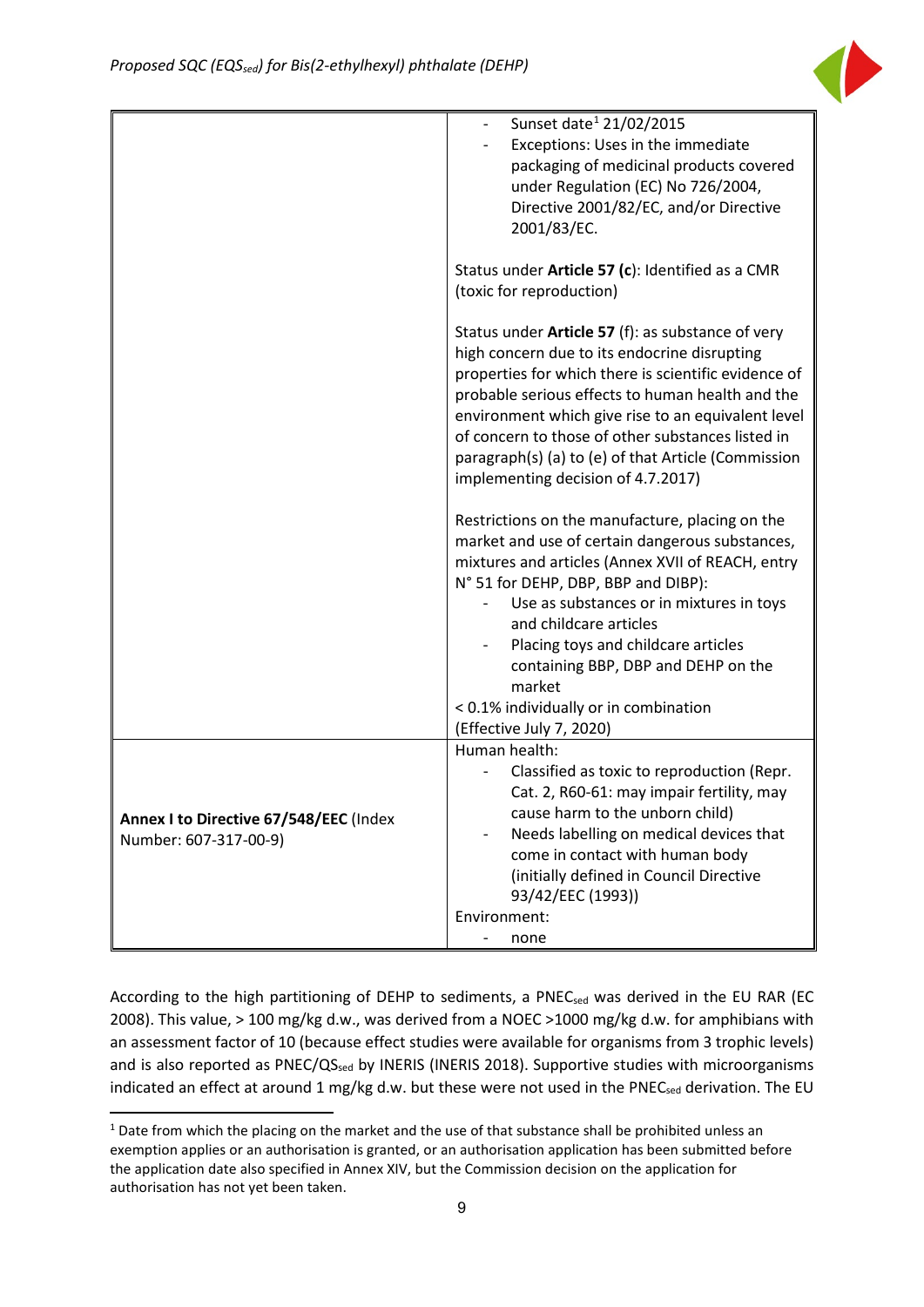| | |
|---|---|
| | - Sunset date[1] 21/02/2015<br>- Exceptions: Uses in the immediate packaging of medicinal products covered under Regulation (EC) No 726/2004, Directive 2001/82/EC, and/or Directive 2001/83/EC.<br><br>Status under **Article 57 (c)**: Identified as a CMR (toxic for reproduction)<br><br>Status under **Article 57** (f): as substance of very high concern due to its endocrine disrupting properties for which there is scientific evidence of probable serious effects to human health and the environment which give rise to an equivalent level of concern to those of other substances listed in paragraph(s) (a) to (e) of that Article (Commission implementing decision of 4.7.2017)<br><br>Restrictions on the manufacture, placing on the market and use of certain dangerous substances, mixtures and articles (Annex XVII of REACH, entry N° 51 for DEHP, DBP, BBP and DIBP):<br>- Use as substances or in mixtures in toys and childcare articles<br>- Placing toys and childcare articles containing BBP, DBP and DEHP on the market<br>< 0.1% individually or in combination<br>(Effective July 7, 2020) |
| **Annex I to Directive 67/548/EEC** (Index Number: 607-317-00-9) | Human health:<br>- Classified as toxic to reproduction (Repr. Cat. 2, R60-61: may impair fertility, may cause harm to the unborn child)<br>- Needs labelling on medical devices that come in contact with human body (initially defined in Council Directive 93/42/EEC (1993))<br>Environment:<br>- none |

According to the high partitioning of DEHP to sediments, a $PNEC_{sed}$ was derived in the EU RAR (EC 2008). This value, > 100 mg/kg d.w., was derived from a NOEC >1000 mg/kg d.w. for amphibians with an assessment factor of 10 (because effect studies were available for organisms from 3 trophic levels) and is also reported as $PNEC/QS_{sed}$ by INERIS (INERIS 2018). Supportive studies with microorganisms indicated an effect at around 1 mg/kg d.w. but these were not used in the $PNEC_{sed}$ derivation. The EU

[1] Date from which the placing on the market and the use of that substance shall be prohibited unless an exemption applies or an authorisation is granted, or an authorisation application has been submitted before the application date also specified in Annex XIV, but the Commission decision on the application for authorisation has not yet been taken.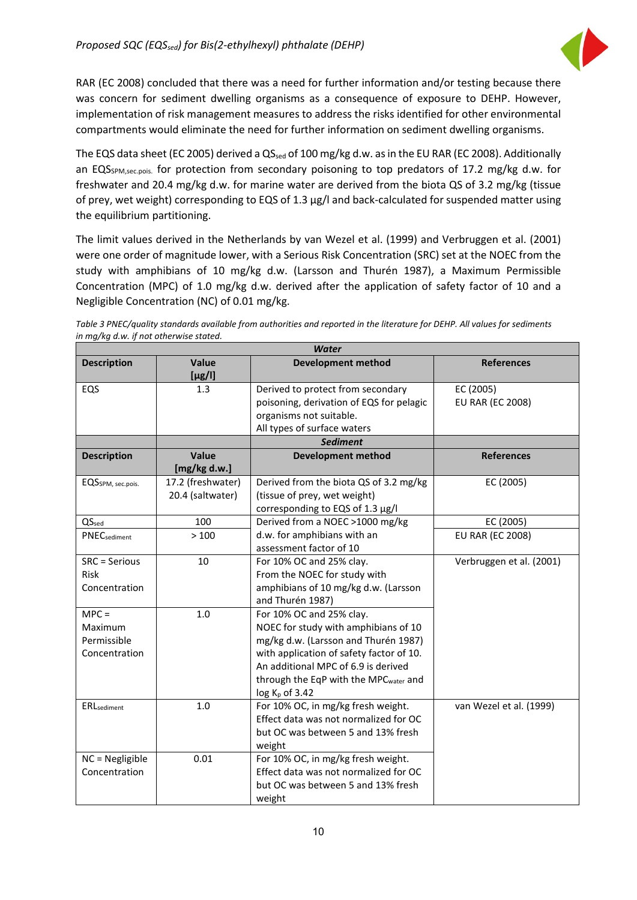RAR (EC 2008) concluded that there was a need for further information and/or testing because there was concern for sediment dwelling organisms as a consequence of exposure to DEHP. However, implementation of risk management measures to address the risks identified for other environmental compartments would eliminate the need for further information on sediment dwelling organisms.

The EQS data sheet (EC 2005) derived a $QS_{sed}$ of 100 mg/kg d.w. as in the EU RAR (EC 2008). Additionally an $EQS_{SPM,sec.pois.}$ for protection from secondary poisoning to top predators of 17.2 mg/kg d.w. for freshwater and 20.4 mg/kg d.w. for marine water are derived from the biota QS of 3.2 mg/kg (tissue of prey, wet weight) corresponding to EQS of 1.3 µg/l and back-calculated for suspended matter using the equilibrium partitioning.

The limit values derived in the Netherlands by van Wezel et al. (1999) and Verbruggen et al. (2001) were one order of magnitude lower, with a Serious Risk Concentration (SRC) set at the NOEC from the study with amphibians of 10 mg/kg d.w. (Larsson and Thurén 1987), a Maximum Permissible Concentration (MPC) of 1.0 mg/kg d.w. derived after the application of safety factor of 10 and a Negligible Concentration (NC) of 0.01 mg/kg.

*Table 3 PNEC/quality standards available from authorities and reported in the literature for DEHP. All values for sediments in mg/kg d.w. if not otherwise stated.*

| ***Water*** | | | |
|---|---|---|---|
| **Description** | **Value [µg/l]** | **Development method** | **References** |
| EQS | 1.3 | Derived to protect from secondary poisoning, derivation of EQS for pelagic organisms not suitable. All types of surface waters | EC (2005) EU RAR (EC 2008) |
| | | ***Sediment*** | |
| **Description** | **Value [mg/kg d.w.]** | **Development method** | **References** |
| $EQS_{SPM,\ sec.pois.}$ | 17.2 (freshwater) 20.4 (saltwater) | Derived from the biota QS of 3.2 mg/kg (tissue of prey, wet weight) corresponding to EQS of 1.3 µg/l | EC (2005) |
| $QS_{sed}$ | 100 | Derived from a NOEC >1000 mg/kg d.w. for amphibians with an assessment factor of 10 | EC (2005) |
| $PNEC_{sediment}$ | > 100 | | EU RAR (EC 2008) |
| SRC = Serious Risk Concentration | 10 | For 10% OC and 25% clay. From the NOEC for study with amphibians of 10 mg/kg d.w. (Larsson and Thurén 1987) | Verbruggen et al. (2001) |
| MPC = Maximum Permissible Concentration | 1.0 | For 10% OC and 25% clay. NOEC for study with amphibians of 10 mg/kg d.w. (Larsson and Thurén 1987) with application of safety factor of 10. An additional MPC of 6.9 is derived through the EqP with the $MPC_{water}$ and log $K_p$ of 3.42 | |
| $ERL_{sediment}$ | 1.0 | For 10% OC, in mg/kg fresh weight. Effect data was not normalized for OC but OC was between 5 and 13% fresh weight | van Wezel et al. (1999) |
| NC = Negligible Concentration | 0.01 | For 10% OC, in mg/kg fresh weight. Effect data was not normalized for OC but OC was between 5 and 13% fresh weight | |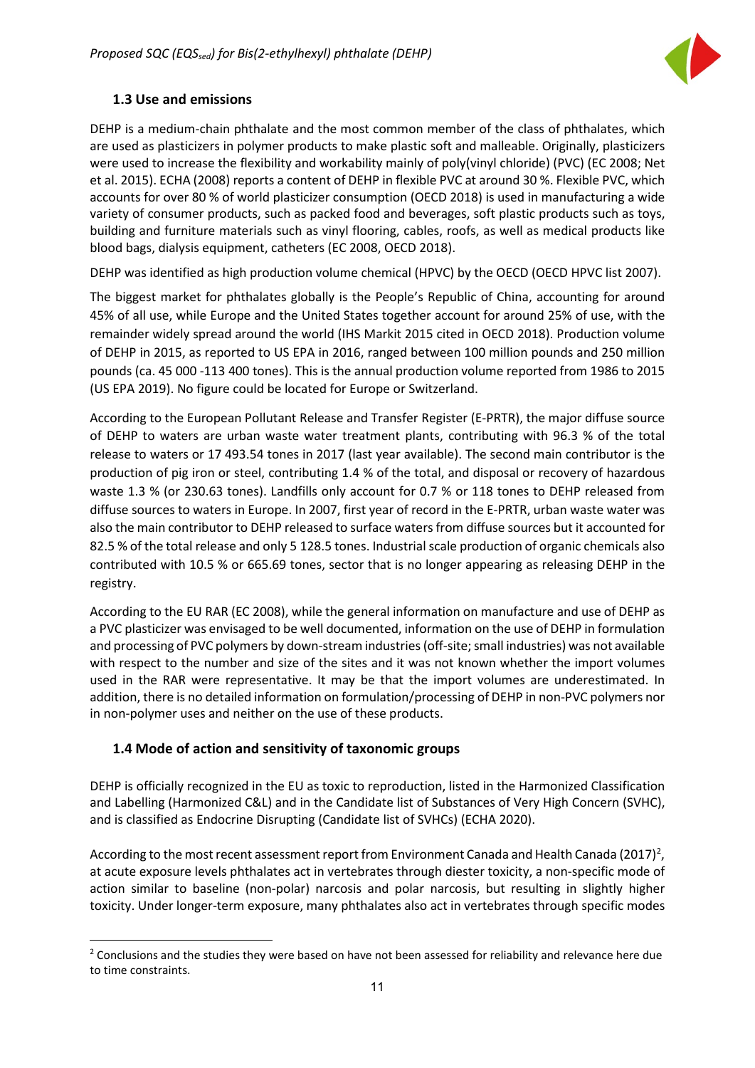### 1.3 Use and emissions

DEHP is a medium-chain phthalate and the most common member of the class of phthalates, which are used as plasticizers in polymer products to make plastic soft and malleable. Originally, plasticizers were used to increase the flexibility and workability mainly of poly(vinyl chloride) (PVC) (EC 2008; Net et al. 2015). ECHA (2008) reports a content of DEHP in flexible PVC at around 30 %. Flexible PVC, which accounts for over 80 % of world plasticizer consumption (OECD 2018) is used in manufacturing a wide variety of consumer products, such as packed food and beverages, soft plastic products such as toys, building and furniture materials such as vinyl flooring, cables, roofs, as well as medical products like blood bags, dialysis equipment, catheters (EC 2008, OECD 2018).

DEHP was identified as high production volume chemical (HPVC) by the OECD (OECD HPVC list 2007).

The biggest market for phthalates globally is the People's Republic of China, accounting for around 45% of all use, while Europe and the United States together account for around 25% of use, with the remainder widely spread around the world (IHS Markit 2015 cited in OECD 2018). Production volume of DEHP in 2015, as reported to US EPA in 2016, ranged between 100 million pounds and 250 million pounds (ca. 45 000 -113 400 tones). This is the annual production volume reported from 1986 to 2015 (US EPA 2019). No figure could be located for Europe or Switzerland.

According to the European Pollutant Release and Transfer Register (E-PRTR), the major diffuse source of DEHP to waters are urban waste water treatment plants, contributing with 96.3 % of the total release to waters or 17 493.54 tones in 2017 (last year available). The second main contributor is the production of pig iron or steel, contributing 1.4 % of the total, and disposal or recovery of hazardous waste 1.3 % (or 230.63 tones). Landfills only account for 0.7 % or 118 tones to DEHP released from diffuse sources to waters in Europe. In 2007, first year of record in the E-PRTR, urban waste water was also the main contributor to DEHP released to surface waters from diffuse sources but it accounted for 82.5 % of the total release and only 5 128.5 tones. Industrial scale production of organic chemicals also contributed with 10.5 % or 665.69 tones, sector that is no longer appearing as releasing DEHP in the registry.

According to the EU RAR (EC 2008), while the general information on manufacture and use of DEHP as a PVC plasticizer was envisaged to be well documented, information on the use of DEHP in formulation and processing of PVC polymers by down-stream industries (off-site; small industries) was not available with respect to the number and size of the sites and it was not known whether the import volumes used in the RAR were representative. It may be that the import volumes are underestimated. In addition, there is no detailed information on formulation/processing of DEHP in non-PVC polymers nor in non-polymer uses and neither on the use of these products.

### 1.4 Mode of action and sensitivity of taxonomic groups

DEHP is officially recognized in the EU as toxic to reproduction, listed in the Harmonized Classification and Labelling (Harmonized C&L) and in the Candidate list of Substances of Very High Concern (SVHC), and is classified as Endocrine Disrupting (Candidate list of SVHCs) (ECHA 2020).

According to the most recent assessment report from Environment Canada and Health Canada (2017)[2], at acute exposure levels phthalates act in vertebrates through diester toxicity, a non-specific mode of action similar to baseline (non-polar) narcosis and polar narcosis, but resulting in slightly higher toxicity. Under longer-term exposure, many phthalates also act in vertebrates through specific modes

[2] Conclusions and the studies they were based on have not been assessed for reliability and relevance here due to time constraints.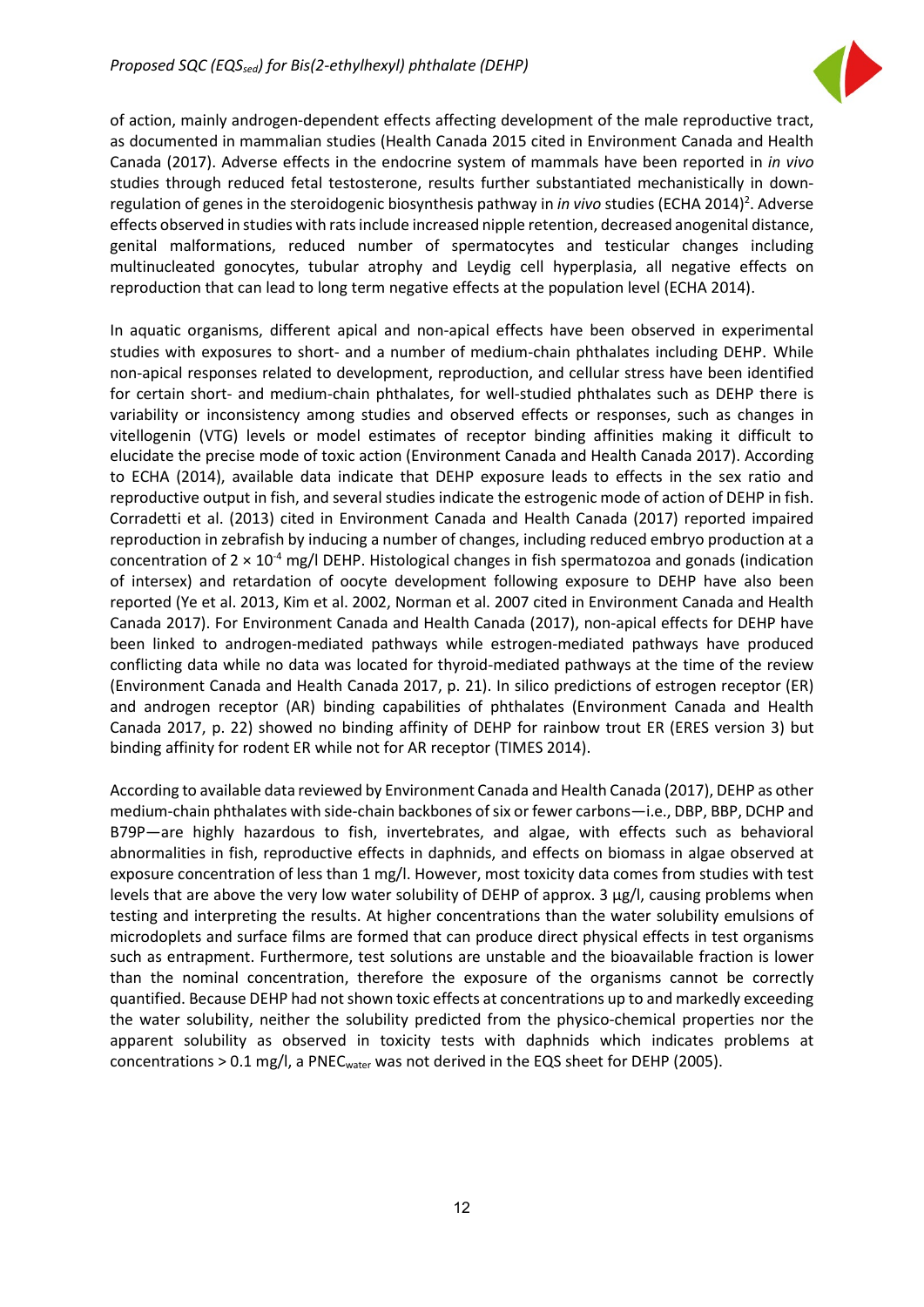of action, mainly androgen-dependent effects affecting development of the male reproductive tract, as documented in mammalian studies (Health Canada 2015 cited in Environment Canada and Health Canada (2017). Adverse effects in the endocrine system of mammals have been reported in *in vivo* studies through reduced fetal testosterone, results further substantiated mechanistically in down-regulation of genes in the steroidogenic biosynthesis pathway in *in vivo* studies (ECHA 2014)[2]. Adverse effects observed in studies with rats include increased nipple retention, decreased anogenital distance, genital malformations, reduced number of spermatocytes and testicular changes including multinucleated gonocytes, tubular atrophy and Leydig cell hyperplasia, all negative effects on reproduction that can lead to long term negative effects at the population level (ECHA 2014).

In aquatic organisms, different apical and non-apical effects have been observed in experimental studies with exposures to short- and a number of medium-chain phthalates including DEHP. While non-apical responses related to development, reproduction, and cellular stress have been identified for certain short- and medium-chain phthalates, for well-studied phthalates such as DEHP there is variability or inconsistency among studies and observed effects or responses, such as changes in vitellogenin (VTG) levels or model estimates of receptor binding affinities making it difficult to elucidate the precise mode of toxic action (Environment Canada and Health Canada 2017). According to ECHA (2014), available data indicate that DEHP exposure leads to effects in the sex ratio and reproductive output in fish, and several studies indicate the estrogenic mode of action of DEHP in fish. Corradetti et al. (2013) cited in Environment Canada and Health Canada (2017) reported impaired reproduction in zebrafish by inducing a number of changes, including reduced embryo production at a concentration of $2 \times 10^{-4}$ mg/l DEHP. Histological changes in fish spermatozoa and gonads (indication of intersex) and retardation of oocyte development following exposure to DEHP have also been reported (Ye et al. 2013, Kim et al. 2002, Norman et al. 2007 cited in Environment Canada and Health Canada 2017). For Environment Canada and Health Canada (2017), non-apical effects for DEHP have been linked to androgen-mediated pathways while estrogen-mediated pathways have produced conflicting data while no data was located for thyroid-mediated pathways at the time of the review (Environment Canada and Health Canada 2017, p. 21). In silico predictions of estrogen receptor (ER) and androgen receptor (AR) binding capabilities of phthalates (Environment Canada and Health Canada 2017, p. 22) showed no binding affinity of DEHP for rainbow trout ER (ERES version 3) but binding affinity for rodent ER while not for AR receptor (TIMES 2014).

According to available data reviewed by Environment Canada and Health Canada (2017), DEHP as other medium-chain phthalates with side-chain backbones of six or fewer carbons—i.e., DBP, BBP, DCHP and B79P—are highly hazardous to fish, invertebrates, and algae, with effects such as behavioral abnormalities in fish, reproductive effects in daphnids, and effects on biomass in algae observed at exposure concentration of less than 1 mg/l. However, most toxicity data comes from studies with test levels that are above the very low water solubility of DEHP of approx. 3 µg/l, causing problems when testing and interpreting the results. At higher concentrations than the water solubility emulsions of microdoplets and surface films are formed that can produce direct physical effects in test organisms such as entrapment. Furthermore, test solutions are unstable and the bioavailable fraction is lower than the nominal concentration, therefore the exposure of the organisms cannot be correctly quantified. Because DEHP had not shown toxic effects at concentrations up to and markedly exceeding the water solubility, neither the solubility predicted from the physico-chemical properties nor the apparent solubility as observed in toxicity tests with daphnids which indicates problems at concentrations > 0.1 mg/l, a $PNEC_{water}$ was not derived in the EQS sheet for DEHP (2005).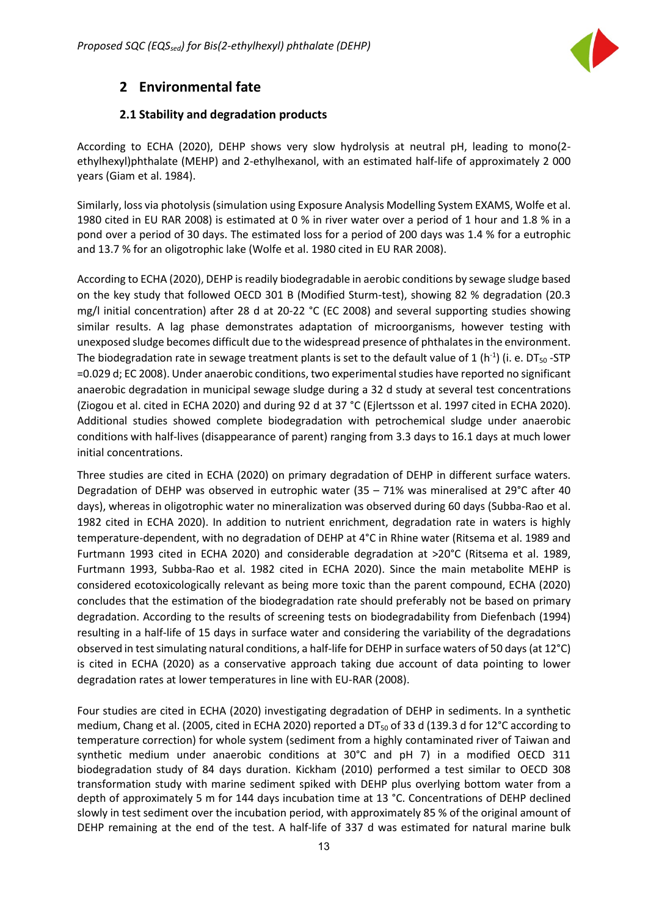# 2 Environmental fate

## 2.1 Stability and degradation products

According to ECHA (2020), DEHP shows very slow hydrolysis at neutral pH, leading to mono(2-ethylhexyl)phthalate (MEHP) and 2-ethylhexanol, with an estimated half-life of approximately 2 000 years (Giam et al. 1984).

Similarly, loss via photolysis (simulation using Exposure Analysis Modelling System EXAMS, Wolfe et al. 1980 cited in EU RAR 2008) is estimated at 0 % in river water over a period of 1 hour and 1.8 % in a pond over a period of 30 days. The estimated loss for a period of 200 days was 1.4 % for a eutrophic and 13.7 % for an oligotrophic lake (Wolfe et al. 1980 cited in EU RAR 2008).

According to ECHA (2020), DEHP is readily biodegradable in aerobic conditions by sewage sludge based on the key study that followed OECD 301 B (Modified Sturm-test), showing 82 % degradation (20.3 mg/l initial concentration) after 28 d at 20-22 °C (EC 2008) and several supporting studies showing similar results. A lag phase demonstrates adaptation of microorganisms, however testing with unexposed sludge becomes difficult due to the widespread presence of phthalates in the environment. The biodegradation rate in sewage treatment plants is set to the default value of 1 ($h^{-1}$) (i. e. $DT_{50}$ -STP =0.029 d; EC 2008). Under anaerobic conditions, two experimental studies have reported no significant anaerobic degradation in municipal sewage sludge during a 32 d study at several test concentrations (Ziogou et al. cited in ECHA 2020) and during 92 d at 37 °C (Ejlertsson et al. 1997 cited in ECHA 2020). Additional studies showed complete biodegradation with petrochemical sludge under anaerobic conditions with half-lives (disappearance of parent) ranging from 3.3 days to 16.1 days at much lower initial concentrations.

Three studies are cited in ECHA (2020) on primary degradation of DEHP in different surface waters. Degradation of DEHP was observed in eutrophic water (35 – 71% was mineralised at 29°C after 40 days), whereas in oligotrophic water no mineralization was observed during 60 days (Subba-Rao et al. 1982 cited in ECHA 2020). In addition to nutrient enrichment, degradation rate in waters is highly temperature-dependent, with no degradation of DEHP at 4°C in Rhine water (Ritsema et al. 1989 and Furtmann 1993 cited in ECHA 2020) and considerable degradation at >20°C (Ritsema et al. 1989, Furtmann 1993, Subba-Rao et al. 1982 cited in ECHA 2020). Since the main metabolite MEHP is considered ecotoxicologically relevant as being more toxic than the parent compound, ECHA (2020) concludes that the estimation of the biodegradation rate should preferably not be based on primary degradation. According to the results of screening tests on biodegradability from Diefenbach (1994) resulting in a half-life of 15 days in surface water and considering the variability of the degradations observed in test simulating natural conditions, a half-life for DEHP in surface waters of 50 days (at 12°C) is cited in ECHA (2020) as a conservative approach taking due account of data pointing to lower degradation rates at lower temperatures in line with EU-RAR (2008).

Four studies are cited in ECHA (2020) investigating degradation of DEHP in sediments. In a synthetic medium, Chang et al. (2005, cited in ECHA 2020) reported a $DT_{50}$ of 33 d (139.3 d for 12°C according to temperature correction) for whole system (sediment from a highly contaminated river of Taiwan and synthetic medium under anaerobic conditions at 30°C and pH 7) in a modified OECD 311 biodegradation study of 84 days duration. Kickham (2010) performed a test similar to OECD 308 transformation study with marine sediment spiked with DEHP plus overlying bottom water from a depth of approximately 5 m for 144 days incubation time at 13 °C. Concentrations of DEHP declined slowly in test sediment over the incubation period, with approximately 85 % of the original amount of DEHP remaining at the end of the test. A half-life of 337 d was estimated for natural marine bulk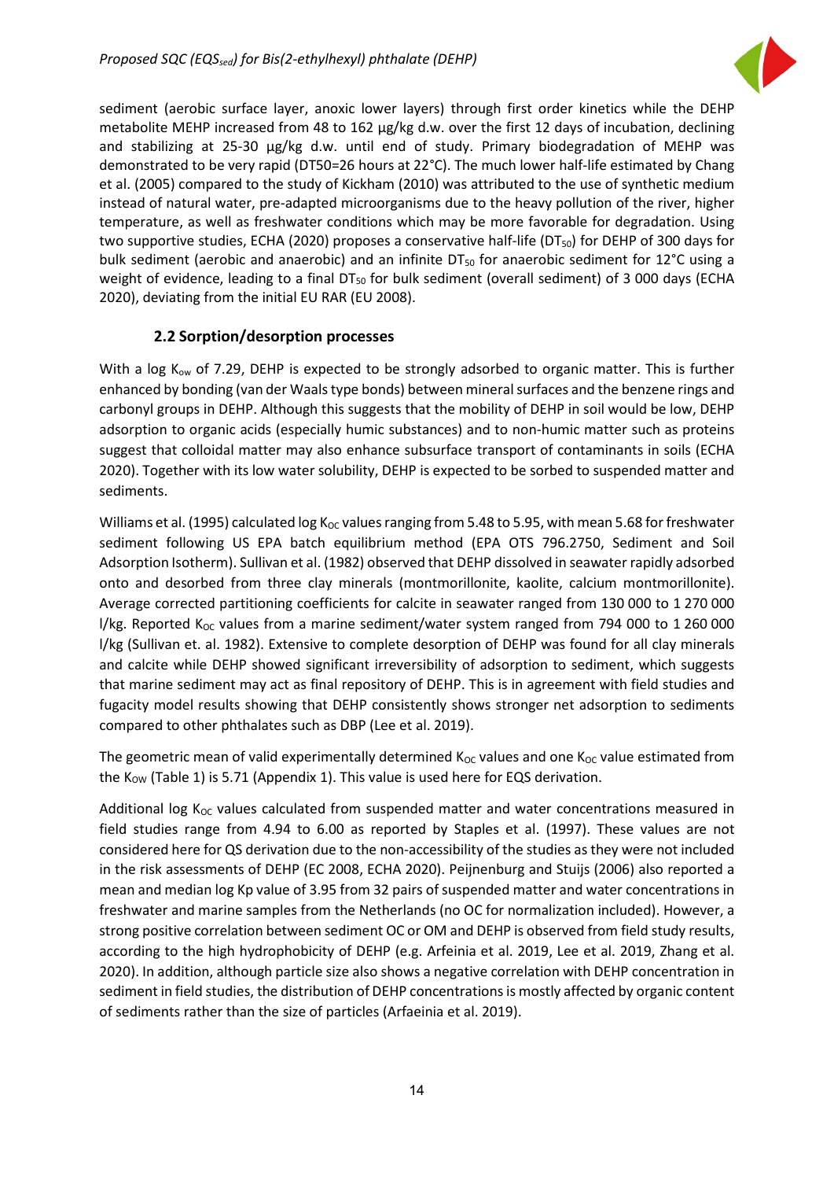sediment (aerobic surface layer, anoxic lower layers) through first order kinetics while the DEHP metabolite MEHP increased from 48 to 162 µg/kg d.w. over the first 12 days of incubation, declining and stabilizing at 25-30 µg/kg d.w. until end of study. Primary biodegradation of MEHP was demonstrated to be very rapid (DT50=26 hours at 22°C). The much lower half-life estimated by Chang et al. (2005) compared to the study of Kickham (2010) was attributed to the use of synthetic medium instead of natural water, pre-adapted microorganisms due to the heavy pollution of the river, higher temperature, as well as freshwater conditions which may be more favorable for degradation. Using two supportive studies, ECHA (2020) proposes a conservative half-life ($DT_{50}$) for DEHP of 300 days for bulk sediment (aerobic and anaerobic) and an infinite $DT_{50}$ for anaerobic sediment for 12°C using a weight of evidence, leading to a final $DT_{50}$ for bulk sediment (overall sediment) of 3 000 days (ECHA 2020), deviating from the initial EU RAR (EU 2008).

## 2.2 Sorption/desorption processes

With a log $K_{ow}$ of 7.29, DEHP is expected to be strongly adsorbed to organic matter. This is further enhanced by bonding (van der Waals type bonds) between mineral surfaces and the benzene rings and carbonyl groups in DEHP. Although this suggests that the mobility of DEHP in soil would be low, DEHP adsorption to organic acids (especially humic substances) and to non-humic matter such as proteins suggest that colloidal matter may also enhance subsurface transport of contaminants in soils (ECHA 2020). Together with its low water solubility, DEHP is expected to be sorbed to suspended matter and sediments.

Williams et al. (1995) calculated log $K_{OC}$ values ranging from 5.48 to 5.95, with mean 5.68 for freshwater sediment following US EPA batch equilibrium method (EPA OTS 796.2750, Sediment and Soil Adsorption Isotherm). Sullivan et al. (1982) observed that DEHP dissolved in seawater rapidly adsorbed onto and desorbed from three clay minerals (montmorillonite, kaolite, calcium montmorillonite). Average corrected partitioning coefficients for calcite in seawater ranged from 130 000 to 1 270 000 l/kg. Reported $K_{OC}$ values from a marine sediment/water system ranged from 794 000 to 1 260 000 l/kg (Sullivan et. al. 1982). Extensive to complete desorption of DEHP was found for all clay minerals and calcite while DEHP showed significant irreversibility of adsorption to sediment, which suggests that marine sediment may act as final repository of DEHP. This is in agreement with field studies and fugacity model results showing that DEHP consistently shows stronger net adsorption to sediments compared to other phthalates such as DBP (Lee et al. 2019).

The geometric mean of valid experimentally determined $K_{OC}$ values and one $K_{OC}$ value estimated from the $K_{OW}$ (Table 1) is 5.71 (Appendix 1). This value is used here for EQS derivation.

Additional log $K_{OC}$ values calculated from suspended matter and water concentrations measured in field studies range from 4.94 to 6.00 as reported by Staples et al. (1997). These values are not considered here for QS derivation due to the non-accessibility of the studies as they were not included in the risk assessments of DEHP (EC 2008, ECHA 2020). Peijnenburg and Stuijs (2006) also reported a mean and median log Kp value of 3.95 from 32 pairs of suspended matter and water concentrations in freshwater and marine samples from the Netherlands (no OC for normalization included). However, a strong positive correlation between sediment OC or OM and DEHP is observed from field study results, according to the high hydrophobicity of DEHP (e.g. Arfeinia et al. 2019, Lee et al. 2019, Zhang et al. 2020). In addition, although particle size also shows a negative correlation with DEHP concentration in sediment in field studies, the distribution of DEHP concentrations is mostly affected by organic content of sediments rather than the size of particles (Arfaeinia et al. 2019).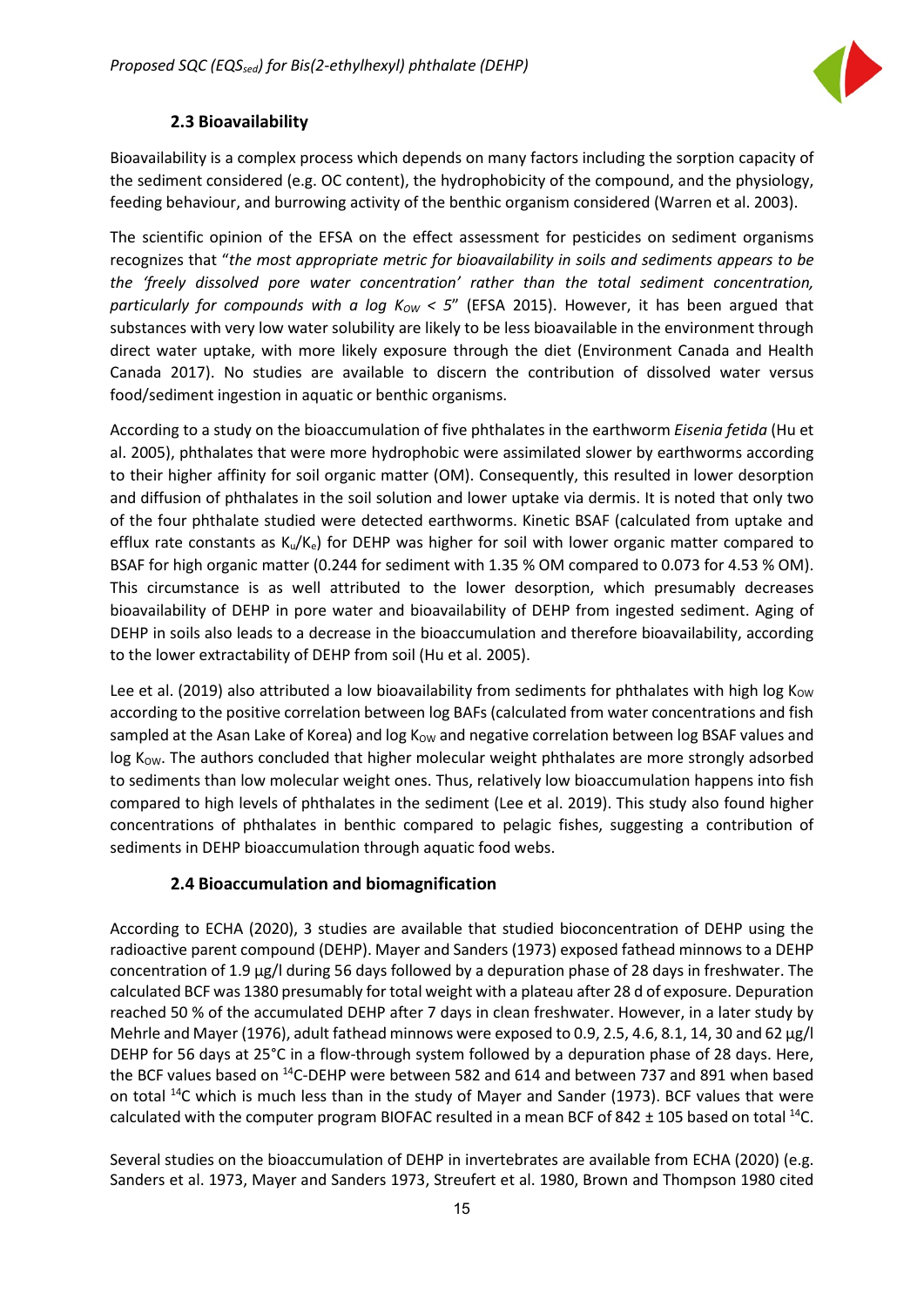### 2.3 Bioavailability

Bioavailability is a complex process which depends on many factors including the sorption capacity of the sediment considered (e.g. OC content), the hydrophobicity of the compound, and the physiology, feeding behaviour, and burrowing activity of the benthic organism considered (Warren et al. 2003).

The scientific opinion of the EFSA on the effect assessment for pesticides on sediment organisms recognizes that "*the most appropriate metric for bioavailability in soils and sediments appears to be the 'freely dissolved pore water concentration' rather than the total sediment concentration, particularly for compounds with a log $K_{OW}$ < 5*" (EFSA 2015). However, it has been argued that substances with very low water solubility are likely to be less bioavailable in the environment through direct water uptake, with more likely exposure through the diet (Environment Canada and Health Canada 2017). No studies are available to discern the contribution of dissolved water versus food/sediment ingestion in aquatic or benthic organisms.

According to a study on the bioaccumulation of five phthalates in the earthworm *Eisenia fetida* (Hu et al. 2005), phthalates that were more hydrophobic were assimilated slower by earthworms according to their higher affinity for soil organic matter (OM). Consequently, this resulted in lower desorption and diffusion of phthalates in the soil solution and lower uptake via dermis. It is noted that only two of the four phthalate studied were detected earthworms. Kinetic BSAF (calculated from uptake and efflux rate constants as $K_u/K_e$) for DEHP was higher for soil with lower organic matter compared to BSAF for high organic matter (0.244 for sediment with 1.35 % OM compared to 0.073 for 4.53 % OM). This circumstance is as well attributed to the lower desorption, which presumably decreases bioavailability of DEHP in pore water and bioavailability of DEHP from ingested sediment. Aging of DEHP in soils also leads to a decrease in the bioaccumulation and therefore bioavailability, according to the lower extractability of DEHP from soil (Hu et al. 2005).

Lee et al. (2019) also attributed a low bioavailability from sediments for phthalates with high log $K_{OW}$ according to the positive correlation between log BAFs (calculated from water concentrations and fish sampled at the Asan Lake of Korea) and log $K_{OW}$ and negative correlation between log BSAF values and log $K_{OW}$. The authors concluded that higher molecular weight phthalates are more strongly adsorbed to sediments than low molecular weight ones. Thus, relatively low bioaccumulation happens into fish compared to high levels of phthalates in the sediment (Lee et al. 2019). This study also found higher concentrations of phthalates in benthic compared to pelagic fishes, suggesting a contribution of sediments in DEHP bioaccumulation through aquatic food webs.

### 2.4 Bioaccumulation and biomagnification

According to ECHA (2020), 3 studies are available that studied bioconcentration of DEHP using the radioactive parent compound (DEHP). Mayer and Sanders (1973) exposed fathead minnows to a DEHP concentration of 1.9 µg/l during 56 days followed by a depuration phase of 28 days in freshwater. The calculated BCF was 1380 presumably for total weight with a plateau after 28 d of exposure. Depuration reached 50 % of the accumulated DEHP after 7 days in clean freshwater. However, in a later study by Mehrle and Mayer (1976), adult fathead minnows were exposed to 0.9, 2.5, 4.6, 8.1, 14, 30 and 62 µg/l DEHP for 56 days at 25°C in a flow-through system followed by a depuration phase of 28 days. Here, the BCF values based on $^{14}C$-DEHP were between 582 and 614 and between 737 and 891 when based on total $^{14}C$ which is much less than in the study of Mayer and Sander (1973). BCF values that were calculated with the computer program BIOFAC resulted in a mean BCF of 842 ± 105 based on total $^{14}C$.

Several studies on the bioaccumulation of DEHP in invertebrates are available from ECHA (2020) (e.g. Sanders et al. 1973, Mayer and Sanders 1973, Streufert et al. 1980, Brown and Thompson 1980 cited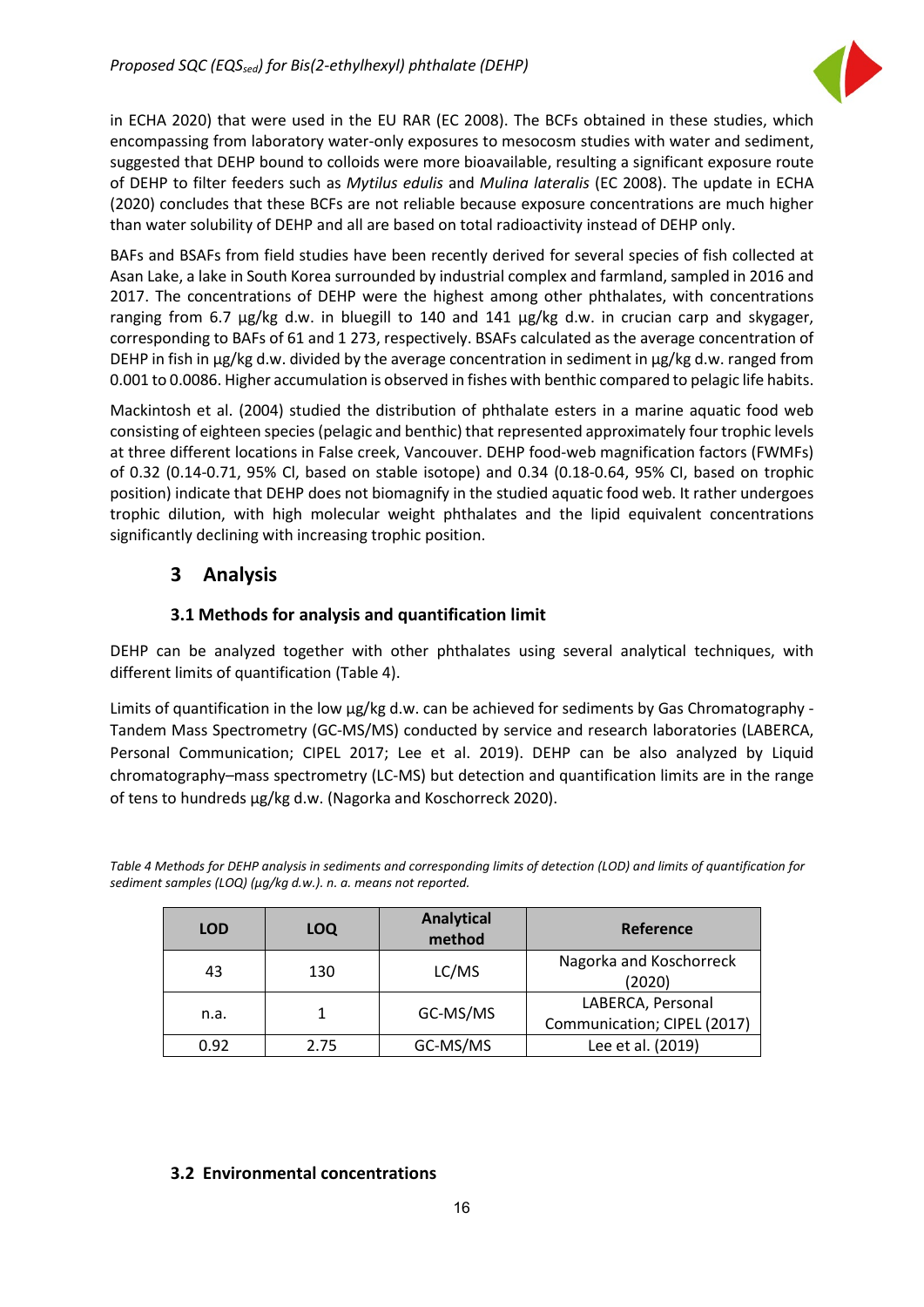in ECHA 2020) that were used in the EU RAR (EC 2008). The BCFs obtained in these studies, which encompassing from laboratory water-only exposures to mesocosm studies with water and sediment, suggested that DEHP bound to colloids were more bioavailable, resulting a significant exposure route of DEHP to filter feeders such as *Mytilus edulis* and *Mulina lateralis* (EC 2008). The update in ECHA (2020) concludes that these BCFs are not reliable because exposure concentrations are much higher than water solubility of DEHP and all are based on total radioactivity instead of DEHP only.

BAFs and BSAFs from field studies have been recently derived for several species of fish collected at Asan Lake, a lake in South Korea surrounded by industrial complex and farmland, sampled in 2016 and 2017. The concentrations of DEHP were the highest among other phthalates, with concentrations ranging from 6.7 µg/kg d.w. in bluegill to 140 and 141 µg/kg d.w. in crucian carp and skygager, corresponding to BAFs of 61 and 1 273, respectively. BSAFs calculated as the average concentration of DEHP in fish in µg/kg d.w. divided by the average concentration in sediment in µg/kg d.w. ranged from 0.001 to 0.0086. Higher accumulation is observed in fishes with benthic compared to pelagic life habits.

Mackintosh et al. (2004) studied the distribution of phthalate esters in a marine aquatic food web consisting of eighteen species (pelagic and benthic) that represented approximately four trophic levels at three different locations in False creek, Vancouver. DEHP food-web magnification factors (FWMFs) of 0.32 (0.14-0.71, 95% CI, based on stable isotope) and 0.34 (0.18-0.64, 95% CI, based on trophic position) indicate that DEHP does not biomagnify in the studied aquatic food web. It rather undergoes trophic dilution, with high molecular weight phthalates and the lipid equivalent concentrations significantly declining with increasing trophic position.

# 3 Analysis

## 3.1 Methods for analysis and quantification limit

DEHP can be analyzed together with other phthalates using several analytical techniques, with different limits of quantification (Table 4).

Limits of quantification in the low µg/kg d.w. can be achieved for sediments by Gas Chromatography - Tandem Mass Spectrometry (GC-MS/MS) conducted by service and research laboratories (LABERCA, Personal Communication; CIPEL 2017; Lee et al. 2019). DEHP can be also analyzed by Liquid chromatography–mass spectrometry (LC-MS) but detection and quantification limits are in the range of tens to hundreds µg/kg d.w. (Nagorka and Koschorreck 2020).

*Table 4 Methods for DEHP analysis in sediments and corresponding limits of detection (LOD) and limits of quantification for sediment samples (LOQ) (µg/kg d.w.). n. a. means not reported.*

| LOD | LOQ | Analytical method | Reference |
|---|---|---|---|
| 43 | 130 | LC/MS | Nagorka and Koschorreck (2020) |
| n.a. | 1 | GC-MS/MS | LABERCA, Personal Communication; CIPEL (2017) |
| 0.92 | 2.75 | GC-MS/MS | Lee et al. (2019) |

## 3.2 Environmental concentrations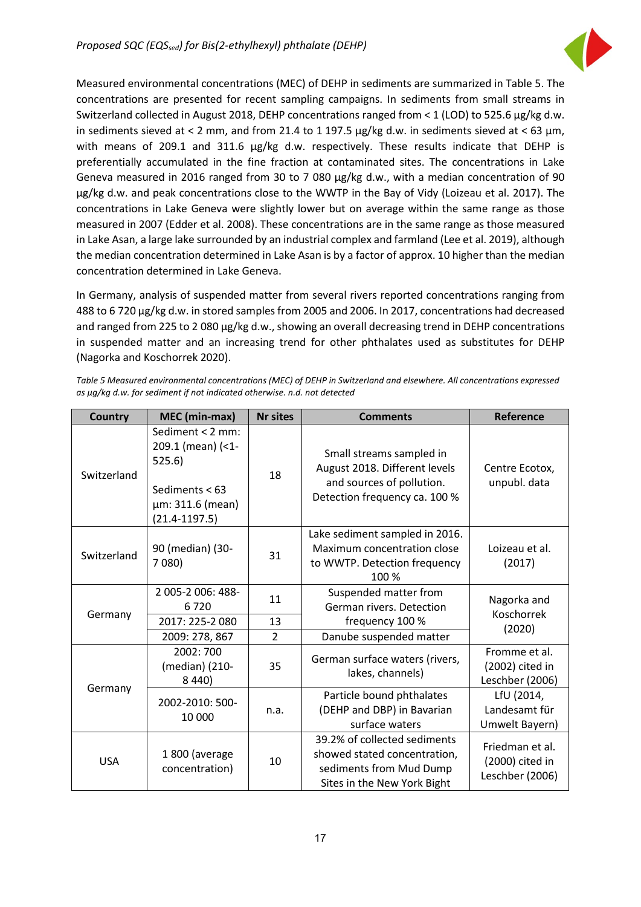Measured environmental concentrations (MEC) of DEHP in sediments are summarized in Table 5. The concentrations are presented for recent sampling campaigns. In sediments from small streams in Switzerland collected in August 2018, DEHP concentrations ranged from < 1 (LOD) to 525.6 µg/kg d.w. in sediments sieved at < 2 mm, and from 21.4 to 1 197.5 µg/kg d.w. in sediments sieved at < 63 µm, with means of 209.1 and 311.6 µg/kg d.w. respectively. These results indicate that DEHP is preferentially accumulated in the fine fraction at contaminated sites. The concentrations in Lake Geneva measured in 2016 ranged from 30 to 7 080 µg/kg d.w., with a median concentration of 90 µg/kg d.w. and peak concentrations close to the WWTP in the Bay of Vidy (Loizeau et al. 2017). The concentrations in Lake Geneva were slightly lower but on average within the same range as those measured in 2007 (Edder et al. 2008). These concentrations are in the same range as those measured in Lake Asan, a large lake surrounded by an industrial complex and farmland (Lee et al. 2019), although the median concentration determined in Lake Asan is by a factor of approx. 10 higher than the median concentration determined in Lake Geneva.

In Germany, analysis of suspended matter from several rivers reported concentrations ranging from 488 to 6 720 µg/kg d.w. in stored samples from 2005 and 2006. In 2017, concentrations had decreased and ranged from 225 to 2 080 µg/kg d.w., showing an overall decreasing trend in DEHP concentrations in suspended matter and an increasing trend for other phthalates used as substitutes for DEHP (Nagorka and Koschorrek 2020).

*Table 5 Measured environmental concentrations (MEC) of DEHP in Switzerland and elsewhere. All concentrations expressed as µg/kg d.w. for sediment if not indicated otherwise. n.d. not detected*

| Country | MEC (min-max) | Nr sites | Comments | Reference |
|---|---|---|---|---|
| Switzerland | Sediment < 2 mm: 209.1 (mean) (<1-525.6)<br><br>Sediments < 63 µm: 311.6 (mean) (21.4-1197.5) | 18 | Small streams sampled in August 2018. Different levels and sources of pollution. Detection frequency ca. 100 % | Centre Ecotox, unpubl. data |
| Switzerland | 90 (median) (30-7 080) | 31 | Lake sediment sampled in 2016. Maximum concentration close to WWTP. Detection frequency 100 % | Loizeau et al. (2017) |
| Germany | 2 005-2 006: 488-6 720 | 11 | Suspended matter from German rivers. Detection frequency 100 % | Nagorka and Koschorrek (2020) |
| | 2017: 225-2 080 | 13 | | |
| | 2009: 278, 867 | 2 | Danube suspended matter | |
| Germany | 2002: 700 (median) (210-8 440) | 35 | German surface waters (rivers, lakes, channels) | Fromme et al. (2002) cited in Leschber (2006) |
| | 2002-2010: 500-10 000 | n.a. | Particle bound phthalates (DEHP and DBP) in Bavarian surface waters | LfU (2014, Landesamt für Umwelt Bayern) |
| USA | 1 800 (average concentration) | 10 | 39.2% of collected sediments showed stated concentration, sediments from Mud Dump Sites in the New York Bight | Friedman et al. (2000) cited in Leschber (2006) |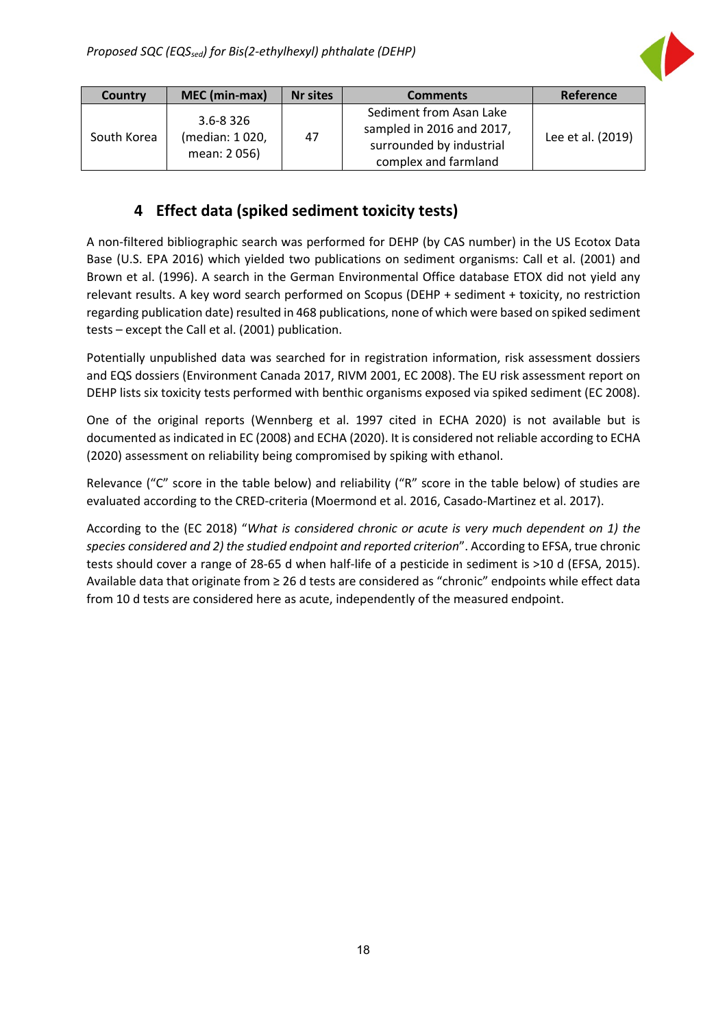| Country | MEC (min-max) | Nr sites | Comments | Reference |
|---|---|---|---|---|
| South Korea | 3.6-8 326 (median: 1 020, mean: 2 056) | 47 | Sediment from Asan Lake sampled in 2016 and 2017, surrounded by industrial complex and farmland | Lee et al. (2019) |

## 4 Effect data (spiked sediment toxicity tests)

A non-filtered bibliographic search was performed for DEHP (by CAS number) in the US Ecotox Data Base (U.S. EPA 2016) which yielded two publications on sediment organisms: Call et al. (2001) and Brown et al. (1996). A search in the German Environmental Office database ETOX did not yield any relevant results. A key word search performed on Scopus (DEHP + sediment + toxicity, no restriction regarding publication date) resulted in 468 publications, none of which were based on spiked sediment tests – except the Call et al. (2001) publication.

Potentially unpublished data was searched for in registration information, risk assessment dossiers and EQS dossiers (Environment Canada 2017, RIVM 2001, EC 2008). The EU risk assessment report on DEHP lists six toxicity tests performed with benthic organisms exposed via spiked sediment (EC 2008).

One of the original reports (Wennberg et al. 1997 cited in ECHA 2020) is not available but is documented as indicated in EC (2008) and ECHA (2020). It is considered not reliable according to ECHA (2020) assessment on reliability being compromised by spiking with ethanol.

Relevance ("C" score in the table below) and reliability ("R" score in the table below) of studies are evaluated according to the CRED-criteria (Moermond et al. 2016, Casado-Martinez et al. 2017).

According to the (EC 2018) "*What is considered chronic or acute is very much dependent on 1) the species considered and 2) the studied endpoint and reported criterion*". According to EFSA, true chronic tests should cover a range of 28-65 d when half-life of a pesticide in sediment is >10 d (EFSA, 2015). Available data that originate from ≥ 26 d tests are considered as "chronic" endpoints while effect data from 10 d tests are considered here as acute, independently of the measured endpoint.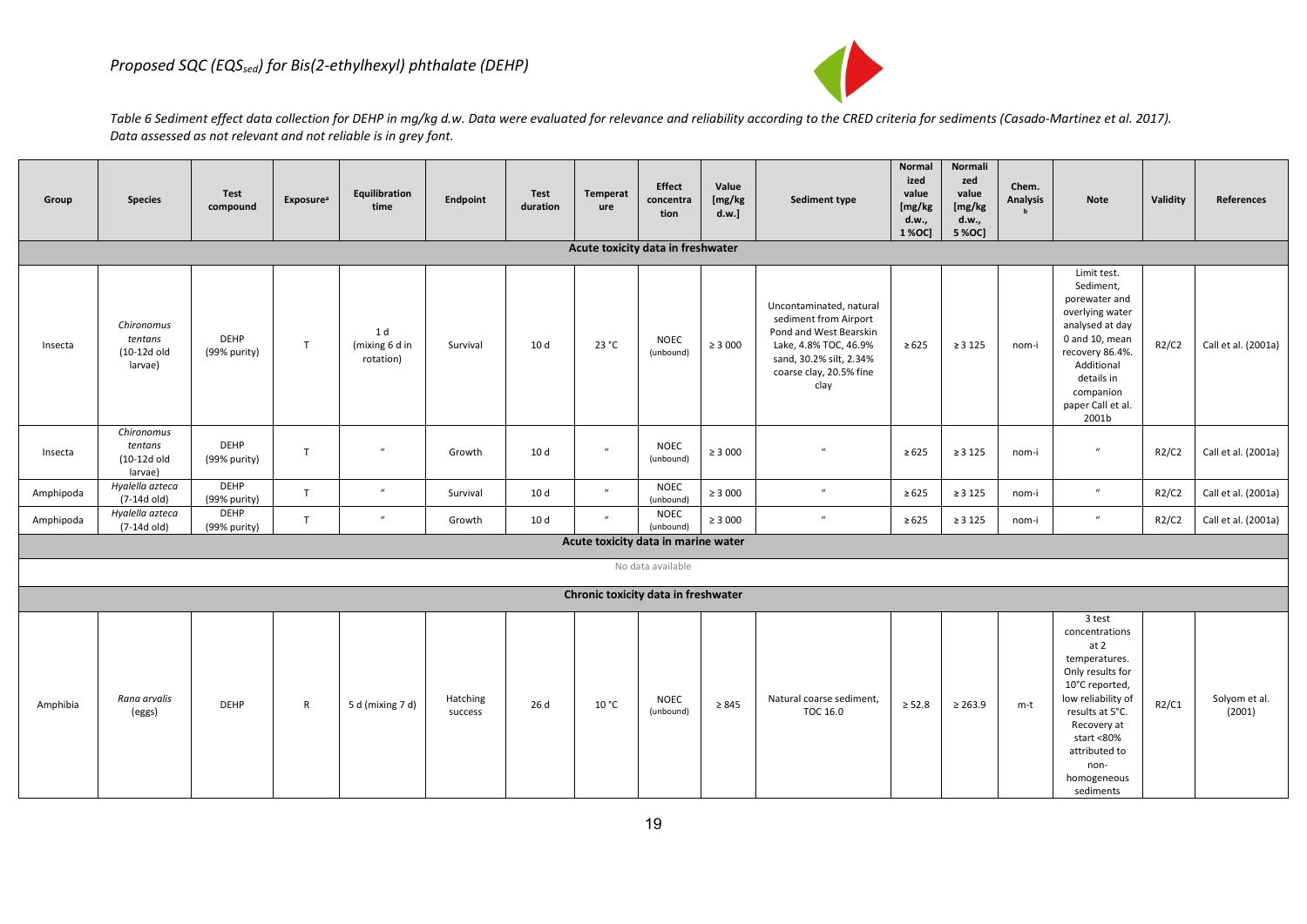*Proposed SQC (EQS$_{sed}$) for Bis(2-ethylhexyl) phthalate (DEHP)*

*Table 6 Sediment effect data collection for DEHP in mg/kg d.w. Data were evaluated for relevance and reliability according to the CRED criteria for sediments (Casado-Martinez et al. 2017). Data assessed as not relevant and not reliable is in grey font.*

| Group | Species | Test compound | Exposure[a] | Equilibration time | Endpoint | Test duration | Temperature | Effect concentration | Value [mg/kg d.w.] | Sediment type | Normalized value [mg/kg d.w., 1 %OC] | Normalized value [mg/kg d.w., 5 %OC] | Chem. Analysis[b] | Note | Validity | References |
|---|---|---|---|---|---|---|---|---|---|---|---|---|---|---|---|---|
| **Acute toxicity data in freshwater** | | | | | | | | | | | | | | | | |
| Insecta | *Chironomus tentans* (10-12d old larvae) | DEHP (99% purity) | T | 1 d (mixing 6 d in rotation) | Survival | 10 d | 23 °C | NOEC (unbound) | ≥ 3 000 | Uncontaminated, natural sediment from Airport Pond and West Bearskin Lake, 4.8% TOC, 46.9% sand, 30.2% silt, 2.34% coarse clay, 20.5% fine clay | ≥ 625 | ≥ 3 125 | nom-i | Limit test. Sediment, porewater and overlying water analysed at day 0 and 10, mean recovery 86.4%. Additional details in companion paper Call et al. 2001b | R2/C2 | Call et al. (2001a) |
| Insecta | *Chironomus tentans* (10-12d old larvae) | DEHP (99% purity) | T | " | Growth | 10 d | " | NOEC (unbound) | ≥ 3 000 | " | ≥ 625 | ≥ 3 125 | nom-i | " | R2/C2 | Call et al. (2001a) |
| Amphipoda | *Hyalella azteca* (7-14d old) | DEHP (99% purity) | T | " | Survival | 10 d | " | NOEC (unbound) | ≥ 3 000 | " | ≥ 625 | ≥ 3 125 | nom-i | " | R2/C2 | Call et al. (2001a) |
| Amphipoda | *Hyalella azteca* (7-14d old) | DEHP (99% purity) | T | " | Growth | 10 d | " | NOEC (unbound) | ≥ 3 000 | " | ≥ 625 | ≥ 3 125 | nom-i | " | R2/C2 | Call et al. (2001a) |
| **Acute toxicity data in marine water** | | | | | | | | | | | | | | | | |
| No data available | | | | | | | | | | | | | | | | |
| **Chronic toxicity data in freshwater** | | | | | | | | | | | | | | | | |
| Amphibia | *Rana arvalis* (eggs) | DEHP | R | 5 d (mixing 7 d) | Hatching success | 26 d | 10 °C | NOEC (unbound) | ≥ 845 | Natural coarse sediment, TOC 16.0 | ≥ 52.8 | ≥ 263.9 | m-t | 3 test concentrations at 2 temperatures. Only results for 10°C reported, low reliability of results at 5°C. Recovery at start <80% attributed to non-homogeneous sediments | R2/C1 | Solyom et al. (2001) |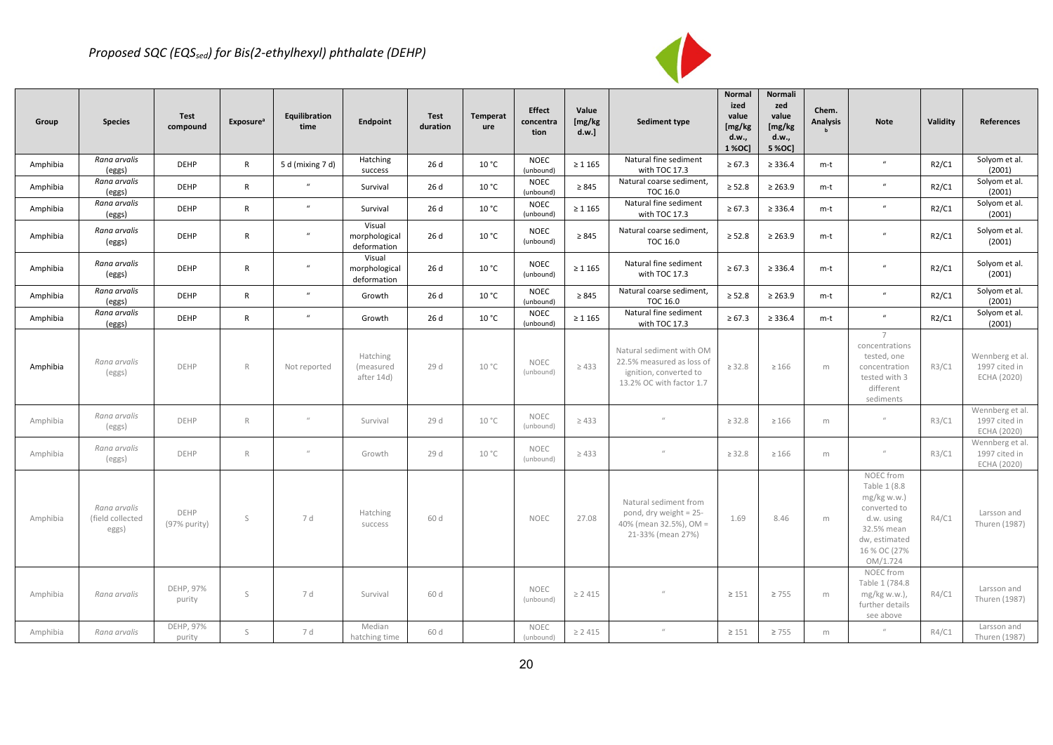| Group | Species | Test compound | Exposure[a] | Equilibration time | Endpoint | Test duration | Temperature | Effect concentration | Value [mg/kg d.w.] | Sediment type | Normalized value [mg/kg d.w., 1 %OC] | Normalized value [mg/kg d.w., 5 %OC] | Chem. Analysis[b] | Note | Validity | References |
|---|---|---|---|---|---|---|---|---|---|---|---|---|---|---|---|---|
| Amphibia | *Rana arvalis* (eggs) | DEHP | R | 5 d (mixing 7 d) | Hatching success | 26 d | 10 °C | NOEC (unbound) | ≥ 1 165 | Natural fine sediment with TOC 17.3 | ≥ 67.3 | ≥ 336.4 | m-t | " | R2/C1 | Solyom et al. (2001) |
| Amphibia | *Rana arvalis* (eggs) | DEHP | R | " | Survival | 26 d | 10 °C | NOEC (unbound) | ≥ 845 | Natural coarse sediment, TOC 16.0 | ≥ 52.8 | ≥ 263.9 | m-t | " | R2/C1 | Solyom et al. (2001) |
| Amphibia | *Rana arvalis* (eggs) | DEHP | R | " | Survival | 26 d | 10 °C | NOEC (unbound) | ≥ 1 165 | Natural fine sediment with TOC 17.3 | ≥ 67.3 | ≥ 336.4 | m-t | " | R2/C1 | Solyom et al. (2001) |
| Amphibia | *Rana arvalis* (eggs) | DEHP | R | " | Visual morphological deformation | 26 d | 10 °C | NOEC (unbound) | ≥ 845 | Natural coarse sediment, TOC 16.0 | ≥ 52.8 | ≥ 263.9 | m-t | " | R2/C1 | Solyom et al. (2001) |
| Amphibia | *Rana arvalis* (eggs) | DEHP | R | " | Visual morphological deformation | 26 d | 10 °C | NOEC (unbound) | ≥ 1 165 | Natural fine sediment with TOC 17.3 | ≥ 67.3 | ≥ 336.4 | m-t | " | R2/C1 | Solyom et al. (2001) |
| Amphibia | *Rana arvalis* (eggs) | DEHP | R | " | Growth | 26 d | 10 °C | NOEC (unbound) | ≥ 845 | Natural coarse sediment, TOC 16.0 | ≥ 52.8 | ≥ 263.9 | m-t | " | R2/C1 | Solyom et al. (2001) |
| Amphibia | *Rana arvalis* (eggs) | DEHP | R | " | Growth | 26 d | 10 °C | NOEC (unbound) | ≥ 1 165 | Natural fine sediment with TOC 17.3 | ≥ 67.3 | ≥ 336.4 | m-t | " | R2/C1 | Solyom et al. (2001) |
| Amphibia | *Rana arvalis* (eggs) | DEHP | R | Not reported | Hatching (measured after 14d) | 29 d | 10 °C | NOEC (unbound) | ≥ 433 | Natural sediment with OM 22.5% measured as loss of ignition, converted to 13.2% OC with factor 1.7 | ≥ 32.8 | ≥ 166 | m | 7 concentrations tested, one concentration tested with 3 different sediments | R3/C1 | Wennberg et al. 1997 cited in ECHA (2020) |
| Amphibia | *Rana arvalis* (eggs) | DEHP | R | " | Survival | 29 d | 10 °C | NOEC (unbound) | ≥ 433 | " | ≥ 32.8 | ≥ 166 | m | " | R3/C1 | Wennberg et al. 1997 cited in ECHA (2020) |
| Amphibia | *Rana arvalis* (eggs) | DEHP | R | " | Growth | 29 d | 10 °C | NOEC (unbound) | ≥ 433 | " | ≥ 32.8 | ≥ 166 | m | " | R3/C1 | Wennberg et al. 1997 cited in ECHA (2020) |
| Amphibia | *Rana arvalis* (field collected eggs) | DEHP (97% purity) | S | 7 d | Hatching success | 60 d | | NOEC | 27.08 | Natural sediment from pond, dry weight = 25-40% (mean 32.5%), OM = 21-33% (mean 27%) | 1.69 | 8.46 | m | NOEC from Table 1 (8.8 mg/kg w.w.) converted to d.w. using 32.5% mean dw, estimated 16 % OC (27% OM/1.724 | R4/C1 | Larsson and Thuren (1987) |
| Amphibia | *Rana arvalis* | DEHP, 97% purity | S | 7 d | Survival | 60 d | | NOEC (unbound) | ≥ 2 415 | " | ≥ 151 | ≥ 755 | m | NOEC from Table 1 (784.8 mg/kg w.w.), further details see above | R4/C1 | Larsson and Thuren (1987) |
| Amphibia | *Rana arvalis* | DEHP, 97% purity | S | 7 d | Median hatching time | 60 d | | NOEC (unbound) | ≥ 2 415 | " | ≥ 151 | ≥ 755 | m | " | R4/C1 | Larsson and Thuren (1987) |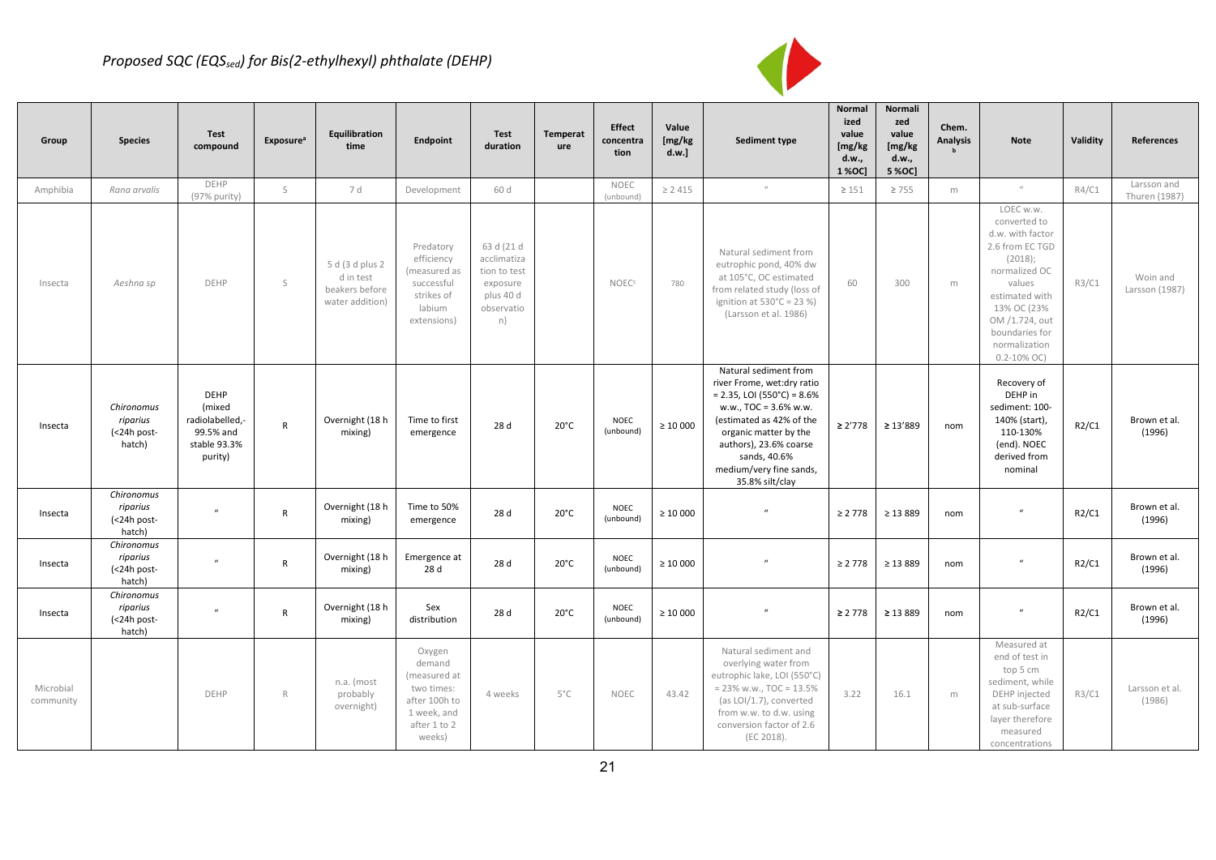*Proposed SQC ($EQS_{sed}$) for Bis(2-ethylhexyl) phthalate (DEHP)*

| Group | Species | Test compound | Exposure[a] | Equilibration time | Endpoint | Test duration | Temperature | Effect concentration | Value [mg/kg d.w.] | Sediment type | Normalized value [mg/kg d.w., 1 %OC] | Normalized value [mg/kg d.w., 5 %OC] | Chem. Analysis[b] | Note | Validity | References |
|---|---|---|---|---|---|---|---|---|---|---|---|---|---|---|---|---|
| Amphibia | *Rana arvalis* | DEHP (97% purity) | S | 7 d | Development | 60 d | | NOEC (unbound) | ≥ 2 415 | " | ≥ 151 | ≥ 755 | m | " | R4/C1 | Larsson and Thuren (1987) |
| Insecta | *Aeshna sp* | DEHP | S | 5 d (3 d plus 2 d in test beakers before water addition) | Predatory efficiency (measured as successful strikes of labium extensions) | 63 d (21 d acclimatization to test exposure plus 40 d observation) | | NOEC[c] | 780 | Natural sediment from eutrophic pond, 40% dw at 105°C, OC estimated from related study (loss of ignition at 530°C = 23 %) (Larsson et al. 1986) | 60 | 300 | m | LOEC w.w. converted to d.w. with factor 2.6 from EC TGD (2018); normalized OC values estimated with 13% OC (23% OM /1.724, out boundaries for normalization 0.2-10% OC) | R3/C1 | Woin and Larsson (1987) |
| Insecta | *Chironomus riparius* (<24h post-hatch) | DEHP (mixed radiolabelled,-99.5% and stable 93.3% purity) | R | Overnight (18 h mixing) | Time to first emergence | 28 d | 20°C | NOEC (unbound) | ≥ 10 000 | Natural sediment from river Frome, wet:dry ratio = 2.35, LOI (550°C) = 8.6% w.w., TOC = 3.6% w.w. (estimated as 42% of the organic matter by the authors), 23.6% coarse sands, 40.6% medium/very fine sands, 35.8% silt/clay | ≥ 2'778 | ≥ 13'889 | nom | Recovery of DEHP in sediment: 100-140% (start), 110-130% (end). NOEC derived from nominal | R2/C1 | Brown et al. (1996) |
| Insecta | *Chironomus riparius* (<24h post-hatch) | " | R | Overnight (18 h mixing) | Time to 50% emergence | 28 d | 20°C | NOEC (unbound) | ≥ 10 000 | " | ≥ 2 778 | ≥ 13 889 | nom | " | R2/C1 | Brown et al. (1996) |
| Insecta | *Chironomus riparius* (<24h post-hatch) | " | R | Overnight (18 h mixing) | Emergence at 28 d | 28 d | 20°C | NOEC (unbound) | ≥ 10 000 | " | ≥ 2 778 | ≥ 13 889 | nom | " | R2/C1 | Brown et al. (1996) |
| Insecta | *Chironomus riparius* (<24h post-hatch) | " | R | Overnight (18 h mixing) | Sex distribution | 28 d | 20°C | NOEC (unbound) | ≥ 10 000 | " | ≥ 2 778 | ≥ 13 889 | nom | " | R2/C1 | Brown et al. (1996) |
| Microbial community | | DEHP | R | n.a. (most probably overnight) | Oxygen demand (measured at two times: after 100h to 1 week, and after 1 to 2 weeks) | 4 weeks | 5°C | NOEC | 43.42 | Natural sediment and overlying water from eutrophic lake, LOI (550°C) = 23% w.w., TOC = 13.5% (as LOI/1.7), converted from w.w. to d.w. using conversion factor of 2.6 (EC 2018). | 3.22 | 16.1 | m | Measured at end of test in top 5 cm sediment, while DEHP injected at sub-surface layer therefore measured concentrations | R3/C1 | Larsson et al. (1986) |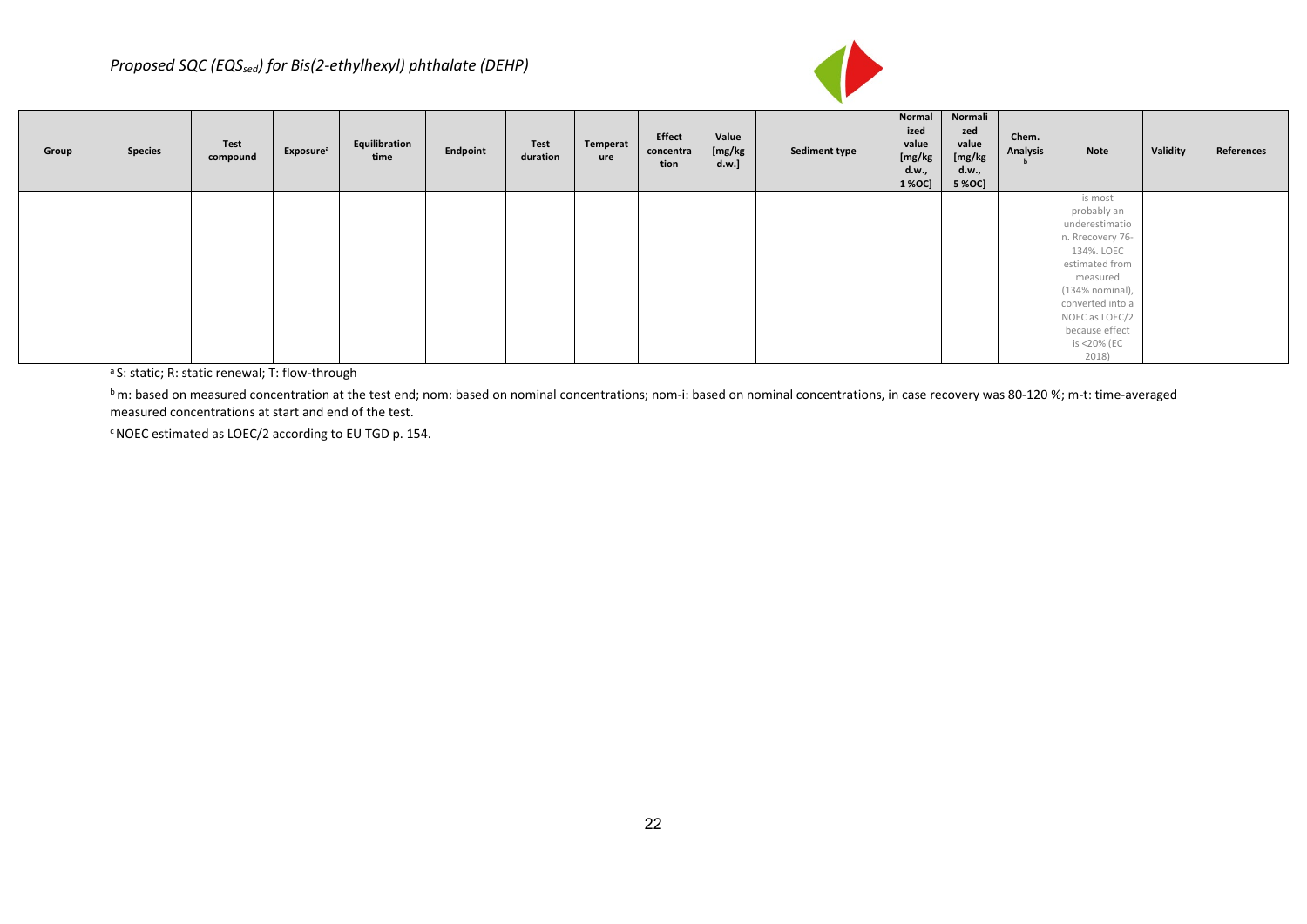*Proposed SQC ($EQS_{sed}$) for Bis(2-ethylhexyl) phthalate (DEHP)*

| Group | Species | Test compound | Exposure[a] | Equilibration time | Endpoint | Test duration | Temperature | Effect concentration | Value [mg/kg d.w.] | Sediment type | Normalized value [mg/kg d.w., 1 %OC] | Normalized value [mg/kg d.w., 5 %OC] | Chem. Analysis[b] | Note | Validity | References |
|---|---|---|---|---|---|---|---|---|---|---|---|---|---|---|---|---|
| | | | | | | | | | | | | | | is most probably an underestimation. Rrecovery 76-134%. LOEC estimated from measured (134% nominal), converted into a NOEC as LOEC/2 because effect is <20% (EC 2018) | | |

[a] S: static; R: static renewal; T: flow-through

[b] m: based on measured concentration at the test end; nom: based on nominal concentrations; nom-i: based on nominal concentrations, in case recovery was 80-120 %; m-t: time-averaged measured concentrations at start and end of the test.

[c] NOEC estimated as LOEC/2 according to EU TGD p. 154.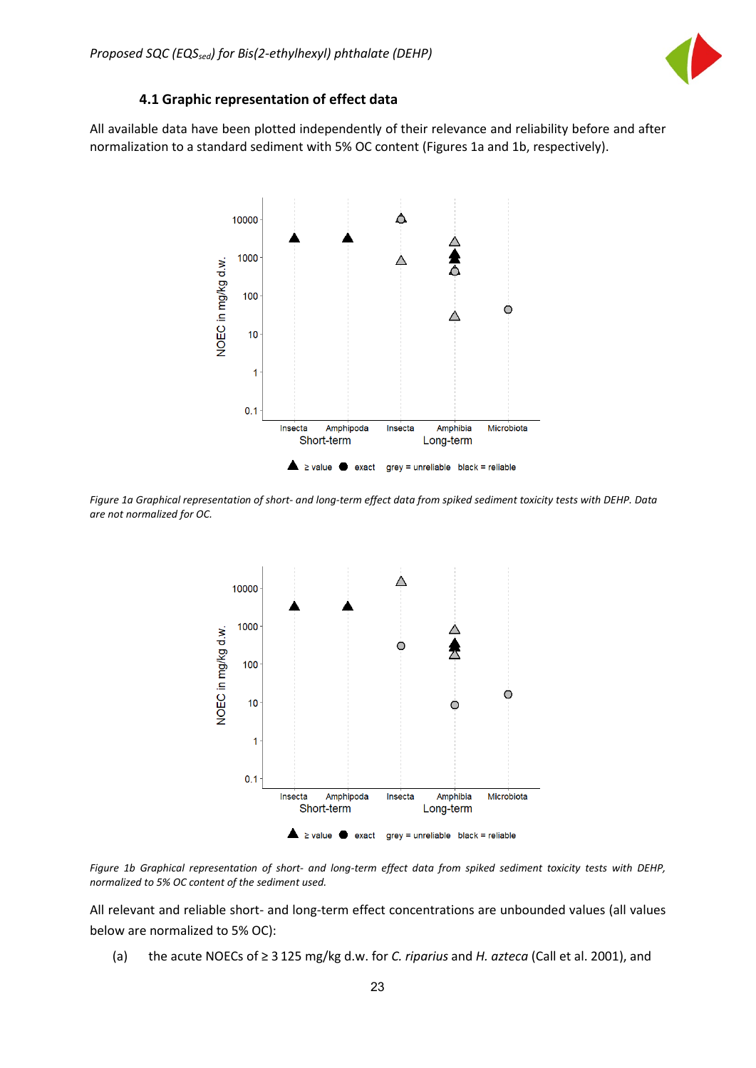### 4.1 Graphic representation of effect data

All available data have been plotted independently of their relevance and reliability before and after normalization to a standard sediment with 5% OC content (Figures 1a and 1b, respectively).

*Figure 1a Graphical representation of short- and long-term effect data from spiked sediment toxicity tests with DEHP. Data are not normalized for OC.*

*Figure 1b Graphical representation of short- and long-term effect data from spiked sediment toxicity tests with DEHP, normalized to 5% OC content of the sediment used.*

All relevant and reliable short- and long-term effect concentrations are unbounded values (all values below are normalized to 5% OC):

(a) the acute NOECs of ≥ 3 125 mg/kg d.w. for *C. riparius* and *H. azteca* (Call et al. 2001), and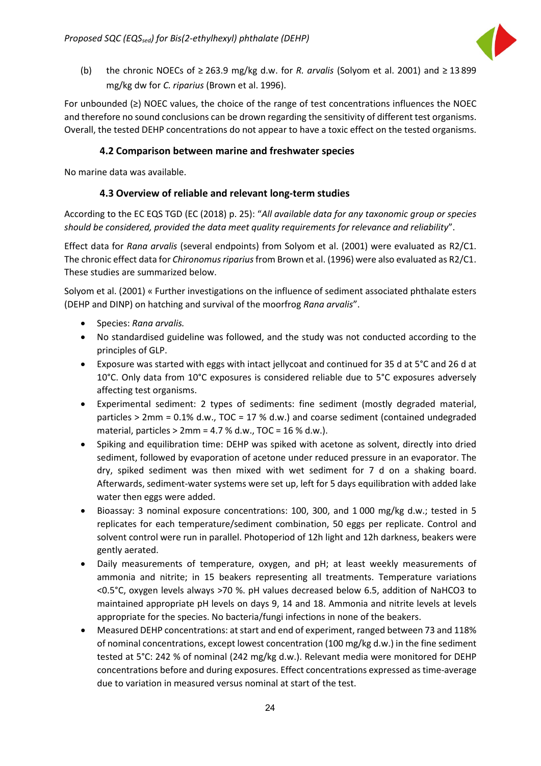(b) the chronic NOECs of ≥ 263.9 mg/kg d.w. for *R. arvalis* (Solyom et al. 2001) and ≥ 13 899 mg/kg dw for *C. riparius* (Brown et al. 1996).

For unbounded (≥) NOEC values, the choice of the range of test concentrations influences the NOEC and therefore no sound conclusions can be drown regarding the sensitivity of different test organisms. Overall, the tested DEHP concentrations do not appear to have a toxic effect on the tested organisms.

### 4.2 Comparison between marine and freshwater species

No marine data was available.

### 4.3 Overview of reliable and relevant long-term studies

According to the EC EQS TGD (EC (2018) p. 25): "*All available data for any taxonomic group or species should be considered, provided the data meet quality requirements for relevance and reliability*".

Effect data for *Rana arvalis* (several endpoints) from Solyom et al. (2001) were evaluated as R2/C1. The chronic effect data for *Chironomus riparius* from Brown et al. (1996) were also evaluated as R2/C1. These studies are summarized below.

Solyom et al. (2001) « Further investigations on the influence of sediment associated phthalate esters (DEHP and DINP) on hatching and survival of the moorfrog *Rana arvalis*".

- Species: *Rana arvalis.*
- No standardised guideline was followed, and the study was not conducted according to the principles of GLP.
- Exposure was started with eggs with intact jellycoat and continued for 35 d at 5°C and 26 d at 10°C. Only data from 10°C exposures is considered reliable due to 5°C exposures adversely affecting test organisms.
- Experimental sediment: 2 types of sediments: fine sediment (mostly degraded material, particles > 2mm = 0.1% d.w., TOC = 17 % d.w.) and coarse sediment (contained undegraded material, particles > 2mm = 4.7 % d.w., TOC = 16 % d.w.).
- Spiking and equilibration time: DEHP was spiked with acetone as solvent, directly into dried sediment, followed by evaporation of acetone under reduced pressure in an evaporator. The dry, spiked sediment was then mixed with wet sediment for 7 d on a shaking board. Afterwards, sediment-water systems were set up, left for 5 days equilibration with added lake water then eggs were added.
- Bioassay: 3 nominal exposure concentrations: 100, 300, and 1 000 mg/kg d.w.; tested in 5 replicates for each temperature/sediment combination, 50 eggs per replicate. Control and solvent control were run in parallel. Photoperiod of 12h light and 12h darkness, beakers were gently aerated.
- Daily measurements of temperature, oxygen, and pH; at least weekly measurements of ammonia and nitrite; in 15 beakers representing all treatments. Temperature variations <0.5°C, oxygen levels always >70 %. pH values decreased below 6.5, addition of $NaHCO_3$ to maintained appropriate pH levels on days 9, 14 and 18. Ammonia and nitrite levels at levels appropriate for the species. No bacteria/fungi infections in none of the beakers.
- Measured DEHP concentrations: at start and end of experiment, ranged between 73 and 118% of nominal concentrations, except lowest concentration (100 mg/kg d.w.) in the fine sediment tested at 5°C: 242 % of nominal (242 mg/kg d.w.). Relevant media were monitored for DEHP concentrations before and during exposures. Effect concentrations expressed as time-average due to variation in measured versus nominal at start of the test.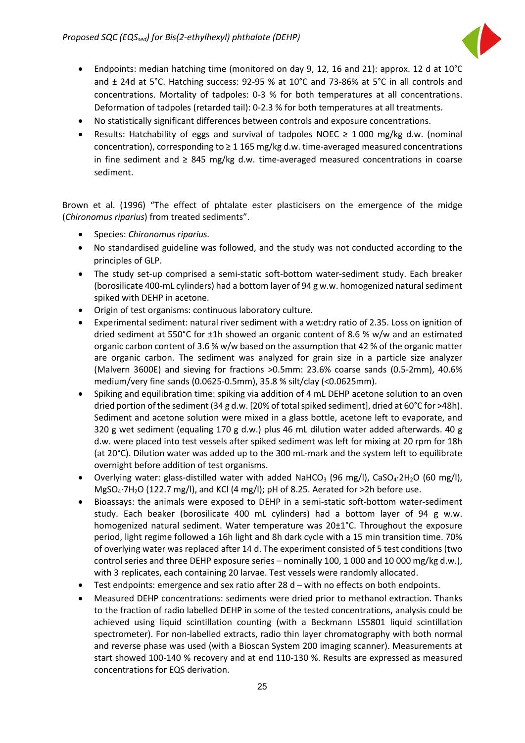- Endpoints: median hatching time (monitored on day 9, 12, 16 and 21): approx. 12 d at 10°C and ± 24d at 5°C. Hatching success: 92-95 % at 10°C and 73-86% at 5°C in all controls and concentrations. Mortality of tadpoles: 0-3 % for both temperatures at all concentrations. Deformation of tadpoles (retarded tail): 0-2.3 % for both temperatures at all treatments.
- No statistically significant differences between controls and exposure concentrations.
- Results: Hatchability of eggs and survival of tadpoles NOEC ≥ 1 000 mg/kg d.w. (nominal concentration), corresponding to ≥ 1 165 mg/kg d.w. time-averaged measured concentrations in fine sediment and ≥ 845 mg/kg d.w. time-averaged measured concentrations in coarse sediment.

Brown et al. (1996) "The effect of phtalate ester plasticisers on the emergence of the midge (*Chironomus riparius*) from treated sediments".

- Species: *Chironomus riparius.*
- No standardised guideline was followed, and the study was not conducted according to the principles of GLP.
- The study set-up comprised a semi-static soft-bottom water-sediment study. Each breaker (borosilicate 400-mL cylinders) had a bottom layer of 94 g w.w. homogenized natural sediment spiked with DEHP in acetone.
- Origin of test organisms: continuous laboratory culture.
- Experimental sediment: natural river sediment with a wet:dry ratio of 2.35. Loss on ignition of dried sediment at 550°C for ±1h showed an organic content of 8.6 % w/w and an estimated organic carbon content of 3.6 % w/w based on the assumption that 42 % of the organic matter are organic carbon. The sediment was analyzed for grain size in a particle size analyzer (Malvern 3600E) and sieving for fractions >0.5mm: 23.6% coarse sands (0.5-2mm), 40.6% medium/very fine sands (0.0625-0.5mm), 35.8 % silt/clay (<0.0625mm).
- Spiking and equilibration time: spiking via addition of 4 mL DEHP acetone solution to an oven dried portion of the sediment (34 g d.w. [20% of total spiked sediment], dried at 60°C for >48h). Sediment and acetone solution were mixed in a glass bottle, acetone left to evaporate, and 320 g wet sediment (equaling 170 g d.w.) plus 46 mL dilution water added afterwards. 40 g d.w. were placed into test vessels after spiked sediment was left for mixing at 20 rpm for 18h (at 20°C). Dilution water was added up to the 300 mL-mark and the system left to equilibrate overnight before addition of test organisms.
- Overlying water: glass-distilled water with added $NaHCO_3$ (96 mg/l), $CaSO_4{\cdot}2H_2O$ (60 mg/l), $MgSO_4{\cdot}7H_2O$ (122.7 mg/l), and KCl (4 mg/l); pH of 8.25. Aerated for >2h before use.
- Bioassays: the animals were exposed to DEHP in a semi-static soft-bottom water-sediment study. Each beaker (borosilicate 400 mL cylinders) had a bottom layer of 94 g w.w. homogenized natural sediment. Water temperature was 20±1°C. Throughout the exposure period, light regime followed a 16h light and 8h dark cycle with a 15 min transition time. 70% of overlying water was replaced after 14 d. The experiment consisted of 5 test conditions (two control series and three DEHP exposure series – nominally 100, 1 000 and 10 000 mg/kg d.w.), with 3 replicates, each containing 20 larvae. Test vessels were randomly allocated.
- Test endpoints: emergence and sex ratio after 28 d – with no effects on both endpoints.
- Measured DEHP concentrations: sediments were dried prior to methanol extraction. Thanks to the fraction of radio labelled DEHP in some of the tested concentrations, analysis could be achieved using liquid scintillation counting (with a Beckmann LS5801 liquid scintillation spectrometer). For non-labelled extracts, radio thin layer chromatography with both normal and reverse phase was used (with a Bioscan System 200 imaging scanner). Measurements at start showed 100-140 % recovery and at end 110-130 %. Results are expressed as measured concentrations for EQS derivation.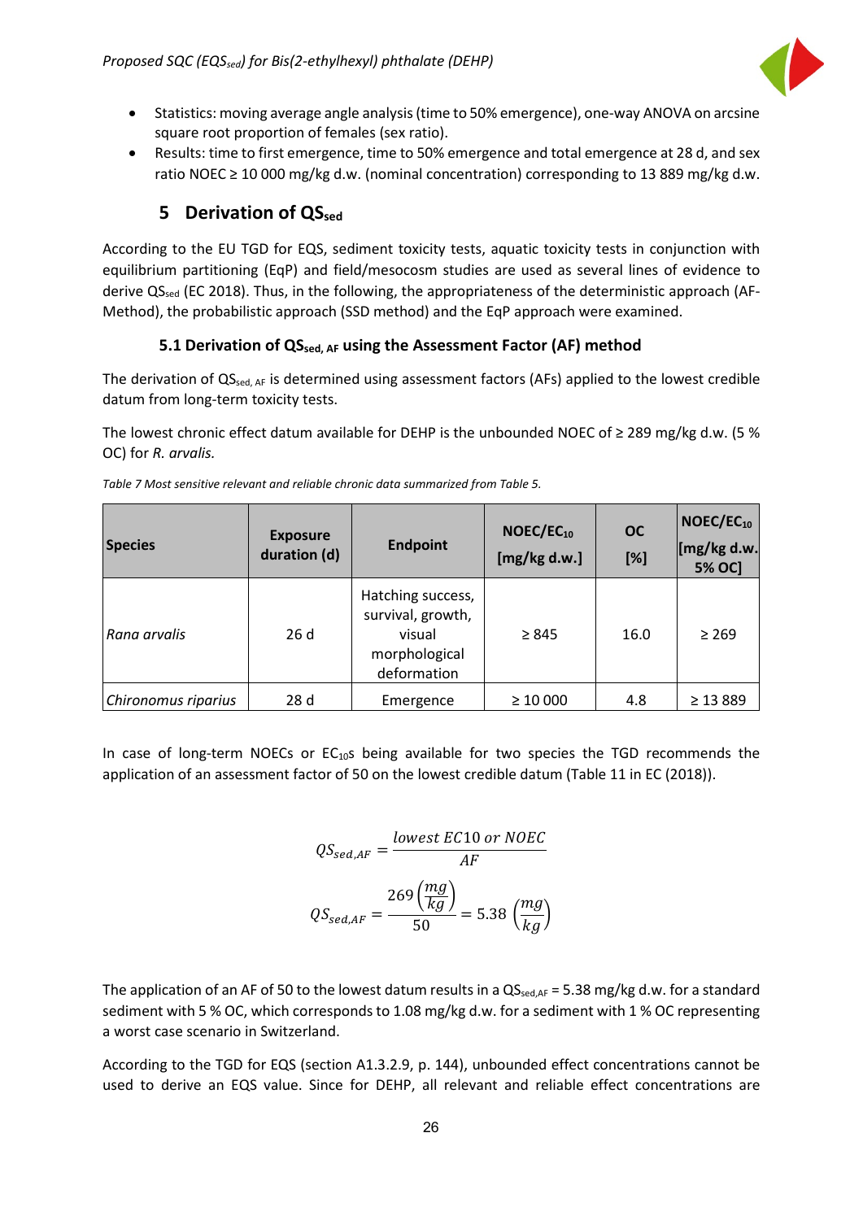- Statistics: moving average angle analysis (time to 50% emergence), one-way ANOVA on arcsine square root proportion of females (sex ratio).
- Results: time to first emergence, time to 50% emergence and total emergence at 28 d, and sex ratio NOEC ≥ 10 000 mg/kg d.w. (nominal concentration) corresponding to 13 889 mg/kg d.w.

# 5 Derivation of $QS_{sed}$

According to the EU TGD for EQS, sediment toxicity tests, aquatic toxicity tests in conjunction with equilibrium partitioning (EqP) and field/mesocosm studies are used as several lines of evidence to derive $QS_{sed}$ (EC 2018). Thus, in the following, the appropriateness of the deterministic approach (AF-Method), the probabilistic approach (SSD method) and the EqP approach were examined.

## 5.1 Derivation of $QS_{sed,\,AF}$ using the Assessment Factor (AF) method

The derivation of $QS_{sed,\,AF}$ is determined using assessment factors (AFs) applied to the lowest credible datum from long-term toxicity tests.

The lowest chronic effect datum available for DEHP is the unbounded NOEC of ≥ 289 mg/kg d.w. (5 % OC) for *R. arvalis.*

*Table 7 Most sensitive relevant and reliable chronic data summarized from Table 5.*

| Species | Exposure duration (d) | Endpoint | $NOEC/EC_{10}$ [mg/kg d.w.] | OC [%] | $NOEC/EC_{10}$ [mg/kg d.w. 5% OC] |
|---|---|---|---|---|---|
| *Rana arvalis* | 26 d | Hatching success, survival, growth, visual morphological deformation | ≥ 845 | 16.0 | ≥ 269 |
| *Chironomus riparius* | 28 d | Emergence | ≥ 10 000 | 4.8 | ≥ 13 889 |

In case of long-term NOECs or $EC_{10}$s being available for two species the TGD recommends the application of an assessment factor of 50 on the lowest credible datum (Table 11 in EC (2018)).

$$QS_{sed,AF} = \frac{lowest\ EC10\ or\ NOEC}{AF}$$

$$QS_{sed,AF} = \frac{269\left(\frac{mg}{kg}\right)}{50} = 5.38\left(\frac{mg}{kg}\right)$$

The application of an AF of 50 to the lowest datum results in a $QS_{sed,AF}$ = 5.38 mg/kg d.w. for a standard sediment with 5 % OC, which corresponds to 1.08 mg/kg d.w. for a sediment with 1 % OC representing a worst case scenario in Switzerland.

According to the TGD for EQS (section A1.3.2.9, p. 144), unbounded effect concentrations cannot be used to derive an EQS value. Since for DEHP, all relevant and reliable effect concentrations are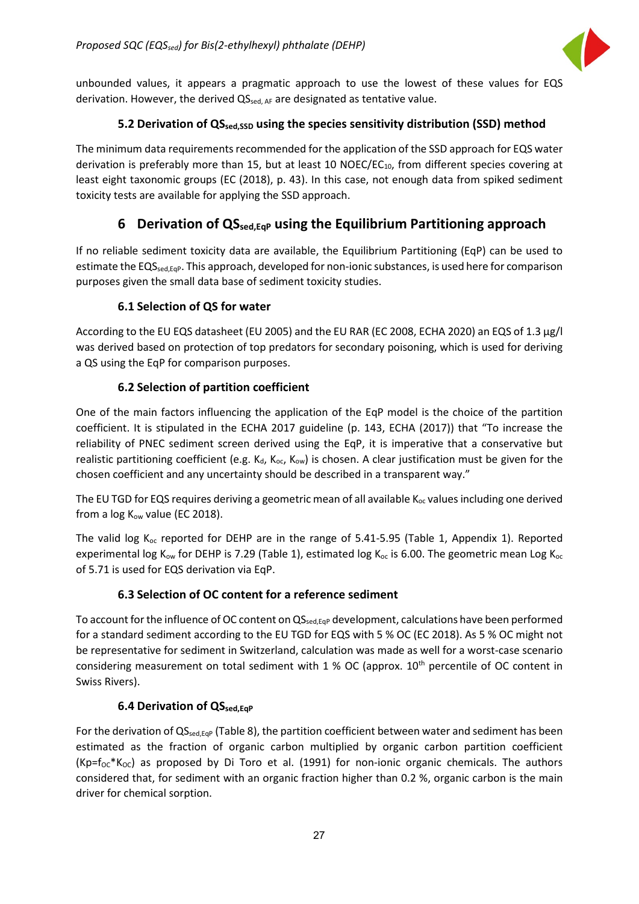unbounded values, it appears a pragmatic approach to use the lowest of these values for EQS derivation. However, the derived $QS_{sed, AF}$ are designated as tentative value.

### 5.2 Derivation of $QS_{sed,SSD}$ using the species sensitivity distribution (SSD) method

The minimum data requirements recommended for the application of the SSD approach for EQS water derivation is preferably more than 15, but at least 10 NOEC/$EC_{10}$, from different species covering at least eight taxonomic groups (EC (2018), p. 43). In this case, not enough data from spiked sediment toxicity tests are available for applying the SSD approach.

## 6 Derivation of $QS_{sed,EqP}$ using the Equilibrium Partitioning approach

If no reliable sediment toxicity data are available, the Equilibrium Partitioning (EqP) can be used to estimate the $EQS_{sed,EqP}$. This approach, developed for non-ionic substances, is used here for comparison purposes given the small data base of sediment toxicity studies.

### 6.1 Selection of QS for water

According to the EU EQS datasheet (EU 2005) and the EU RAR (EC 2008, ECHA 2020) an EQS of 1.3 µg/l was derived based on protection of top predators for secondary poisoning, which is used for deriving a QS using the EqP for comparison purposes.

### 6.2 Selection of partition coefficient

One of the main factors influencing the application of the EqP model is the choice of the partition coefficient. It is stipulated in the ECHA 2017 guideline (p. 143, ECHA (2017)) that "To increase the reliability of PNEC sediment screen derived using the EqP, it is imperative that a conservative but realistic partitioning coefficient (e.g. $K_d$, $K_{oc}$, $K_{ow}$) is chosen. A clear justification must be given for the chosen coefficient and any uncertainty should be described in a transparent way."

The EU TGD for EQS requires deriving a geometric mean of all available $K_{oc}$ values including one derived from a log $K_{ow}$ value (EC 2018).

The valid log $K_{oc}$ reported for DEHP are in the range of 5.41-5.95 (Table 1, Appendix 1). Reported experimental log $K_{ow}$ for DEHP is 7.29 (Table 1), estimated log $K_{oc}$ is 6.00. The geometric mean Log $K_{oc}$ of 5.71 is used for EQS derivation via EqP.

### 6.3 Selection of OC content for a reference sediment

To account for the influence of OC content on $QS_{sed,EqP}$ development, calculations have been performed for a standard sediment according to the EU TGD for EQS with 5 % OC (EC 2018). As 5 % OC might not be representative for sediment in Switzerland, calculation was made as well for a worst-case scenario considering measurement on total sediment with 1 % OC (approx. $10^{th}$ percentile of OC content in Swiss Rivers).

### 6.4 Derivation of $QS_{sed,EqP}$

For the derivation of $QS_{sed,EqP}$ (Table 8), the partition coefficient between water and sediment has been estimated as the fraction of organic carbon multiplied by organic carbon partition coefficient ($K_p = f_{OC} * K_{OC}$) as proposed by Di Toro et al. (1991) for non-ionic organic chemicals. The authors considered that, for sediment with an organic fraction higher than 0.2 %, organic carbon is the main driver for chemical sorption.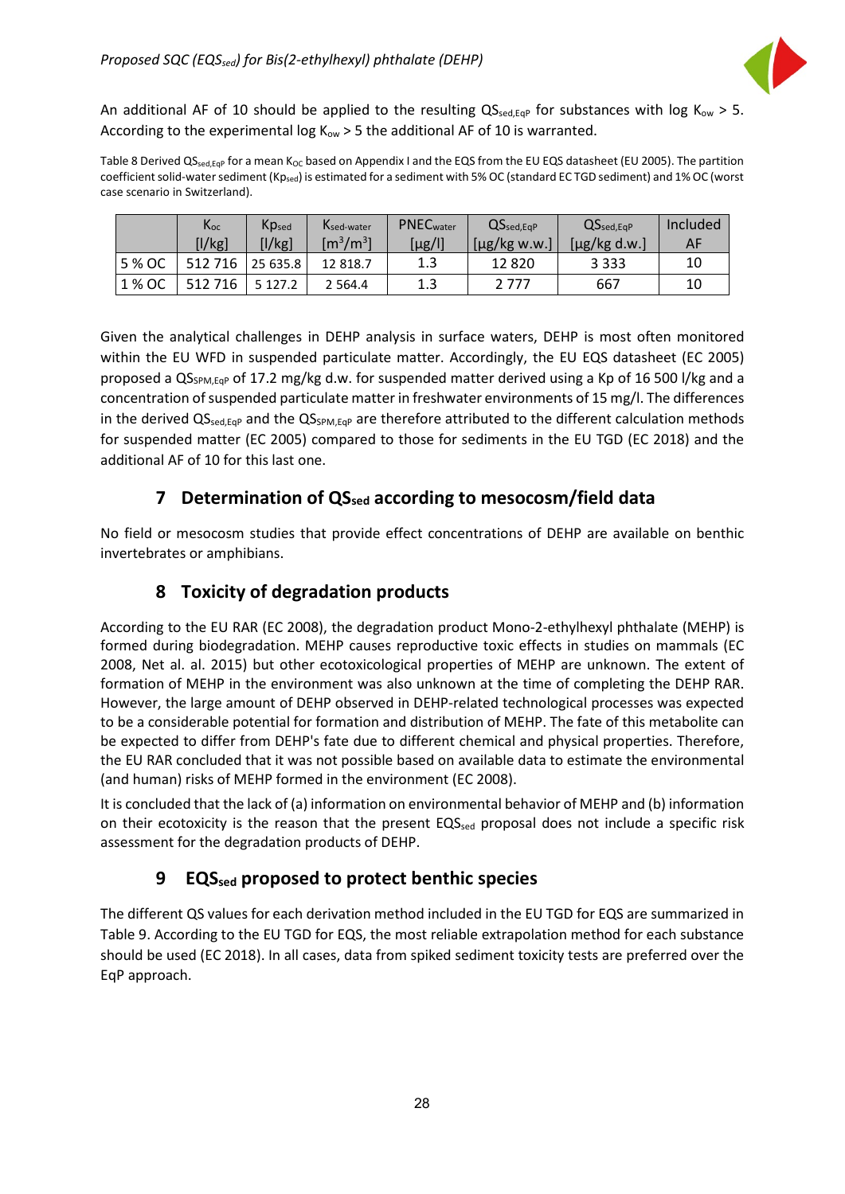An additional AF of 10 should be applied to the resulting $QS_{sed,EqP}$ for substances with log $K_{ow} > 5$. According to the experimental log $K_{ow} > 5$ the additional AF of 10 is warranted.

Table 8 Derived $QS_{sed,EqP}$ for a mean $K_{OC}$ based on Appendix I and the EQS from the EU EQS datasheet (EU 2005). The partition coefficient solid-water sediment ($Kp_{sed}$) is estimated for a sediment with 5% OC (standard EC TGD sediment) and 1% OC (worst case scenario in Switzerland).

| | $K_{oc}$ [l/kg] | $Kp_{sed}$ [l/kg] | $K_{sed-water}$ [$m^3/m^3$] | $PNEC_{water}$ [µg/l] | $QS_{sed,EqP}$ [µg/kg w.w.] | $QS_{sed,EqP}$ [µg/kg d.w.] | Included AF |
|---|---|---|---|---|---|---|---|
| 5 % OC | 512 716 | 25 635.8 | 12 818.7 | 1.3 | 12 820 | 3 333 | 10 |
| 1 % OC | 512 716 | 5 127.2 | 2 564.4 | 1.3 | 2 777 | 667 | 10 |

Given the analytical challenges in DEHP analysis in surface waters, DEHP is most often monitored within the EU WFD in suspended particulate matter. Accordingly, the EU EQS datasheet (EC 2005) proposed a $QS_{SPM,EqP}$ of 17.2 mg/kg d.w. for suspended matter derived using a Kp of 16 500 l/kg and a concentration of suspended particulate matter in freshwater environments of 15 mg/l. The differences in the derived $QS_{sed,EqP}$ and the $QS_{SPM,EqP}$ are therefore attributed to the different calculation methods for suspended matter (EC 2005) compared to those for sediments in the EU TGD (EC 2018) and the additional AF of 10 for this last one.

## 7 Determination of $QS_{sed}$ according to mesocosm/field data

No field or mesocosm studies that provide effect concentrations of DEHP are available on benthic invertebrates or amphibians.

## 8 Toxicity of degradation products

According to the EU RAR (EC 2008), the degradation product Mono-2-ethylhexyl phthalate (MEHP) is formed during biodegradation. MEHP causes reproductive toxic effects in studies on mammals (EC 2008, Net al. al. 2015) but other ecotoxicological properties of MEHP are unknown. The extent of formation of MEHP in the environment was also unknown at the time of completing the DEHP RAR. However, the large amount of DEHP observed in DEHP-related technological processes was expected to be a considerable potential for formation and distribution of MEHP. The fate of this metabolite can be expected to differ from DEHP's fate due to different chemical and physical properties. Therefore, the EU RAR concluded that it was not possible based on available data to estimate the environmental (and human) risks of MEHP formed in the environment (EC 2008).

It is concluded that the lack of (a) information on environmental behavior of MEHP and (b) information on their ecotoxicity is the reason that the present $EQS_{sed}$ proposal does not include a specific risk assessment for the degradation products of DEHP.

## 9 $EQS_{sed}$ proposed to protect benthic species

The different QS values for each derivation method included in the EU TGD for EQS are summarized in Table 9. According to the EU TGD for EQS, the most reliable extrapolation method for each substance should be used (EC 2018). In all cases, data from spiked sediment toxicity tests are preferred over the EqP approach.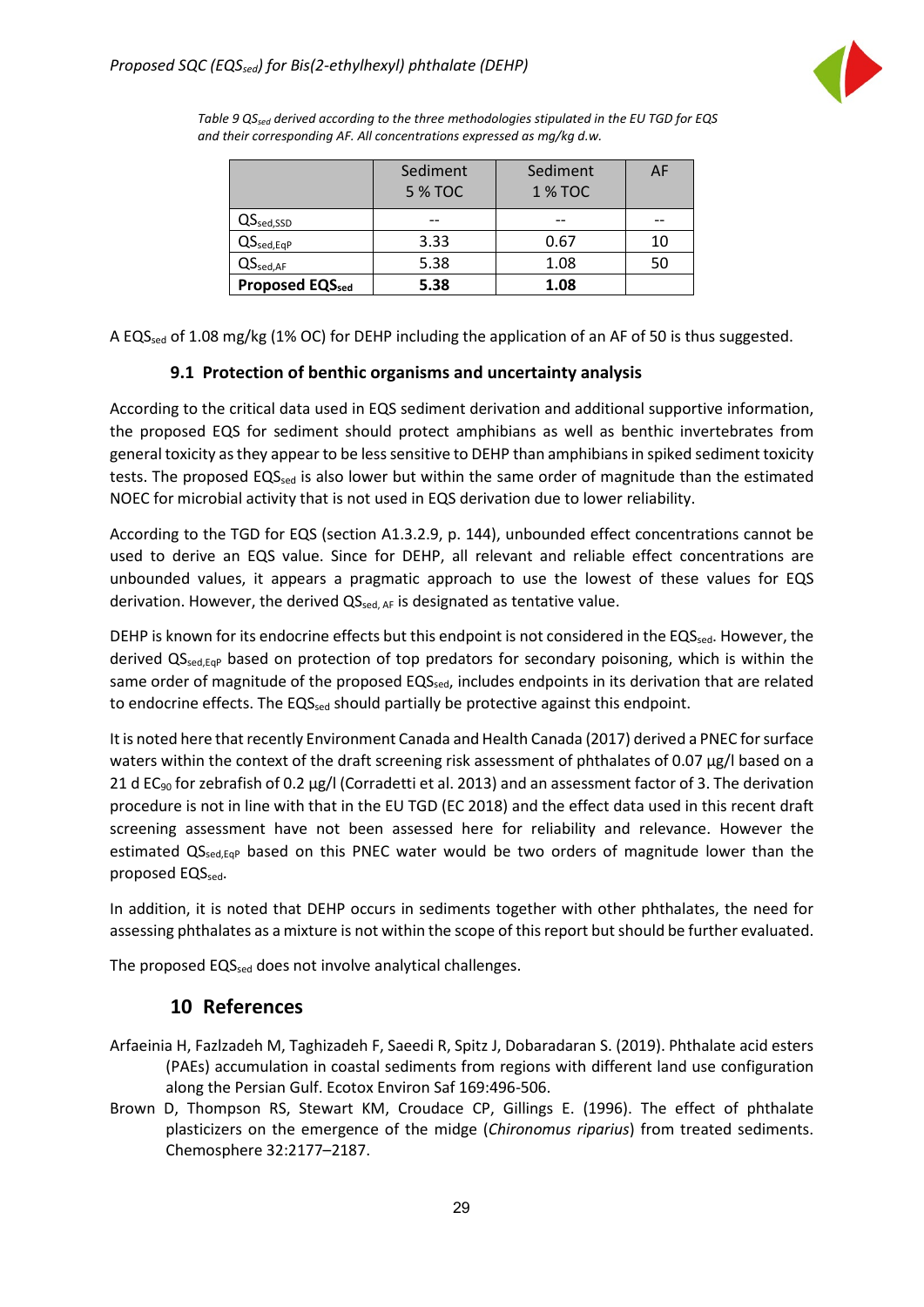*Table 9 $QS_{sed}$ derived according to the three methodologies stipulated in the EU TGD for EQS and their corresponding AF. All concentrations expressed as mg/kg d.w.*

| | Sediment 5 % TOC | Sediment 1 % TOC | AF |
|---|---|---|---|
| $QS_{sed,SSD}$ | -- | -- | -- |
| $QS_{sed,EqP}$ | 3.33 | 0.67 | 10 |
| $QS_{sed,AF}$ | 5.38 | 1.08 | 50 |
| **Proposed $EQS_{sed}$** | **5.38** | **1.08** | |

A $EQS_{sed}$ of 1.08 mg/kg (1% OC) for DEHP including the application of an AF of 50 is thus suggested.

## 9.1 Protection of benthic organisms and uncertainty analysis

According to the critical data used in EQS sediment derivation and additional supportive information, the proposed EQS for sediment should protect amphibians as well as benthic invertebrates from general toxicity as they appear to be less sensitive to DEHP than amphibians in spiked sediment toxicity tests. The proposed $EQS_{sed}$ is also lower but within the same order of magnitude than the estimated NOEC for microbial activity that is not used in EQS derivation due to lower reliability.

According to the TGD for EQS (section A1.3.2.9, p. 144), unbounded effect concentrations cannot be used to derive an EQS value. Since for DEHP, all relevant and reliable effect concentrations are unbounded values, it appears a pragmatic approach to use the lowest of these values for EQS derivation. However, the derived $QS_{sed,\,AF}$ is designated as tentative value.

DEHP is known for its endocrine effects but this endpoint is not considered in the $EQS_{sed}$. However, the derived $QS_{sed,EqP}$ based on protection of top predators for secondary poisoning, which is within the same order of magnitude of the proposed $EQS_{sed}$, includes endpoints in its derivation that are related to endocrine effects. The $EQS_{sed}$ should partially be protective against this endpoint.

It is noted here that recently Environment Canada and Health Canada (2017) derived a PNEC for surface waters within the context of the draft screening risk assessment of phthalates of 0.07 µg/l based on a 21 d $EC_{90}$ for zebrafish of 0.2 µg/l (Corradetti et al. 2013) and an assessment factor of 3. The derivation procedure is not in line with that in the EU TGD (EC 2018) and the effect data used in this recent draft screening assessment have not been assessed here for reliability and relevance. However the estimated $QS_{sed,EqP}$ based on this PNEC water would be two orders of magnitude lower than the proposed $EQS_{sed}$.

In addition, it is noted that DEHP occurs in sediments together with other phthalates, the need for assessing phthalates as a mixture is not within the scope of this report but should be further evaluated.

The proposed $EQS_{sed}$ does not involve analytical challenges.

# 10 References

Arfaeinia H, Fazlzadeh M, Taghizadeh F, Saeedi R, Spitz J, Dobaradaran S. (2019). Phthalate acid esters (PAEs) accumulation in coastal sediments from regions with different land use configuration along the Persian Gulf. Ecotox Environ Saf 169:496-506.

Brown D, Thompson RS, Stewart KM, Croudace CP, Gillings E. (1996). The effect of phthalate plasticizers on the emergence of the midge (*Chironomus riparius*) from treated sediments. Chemosphere 32:2177–2187.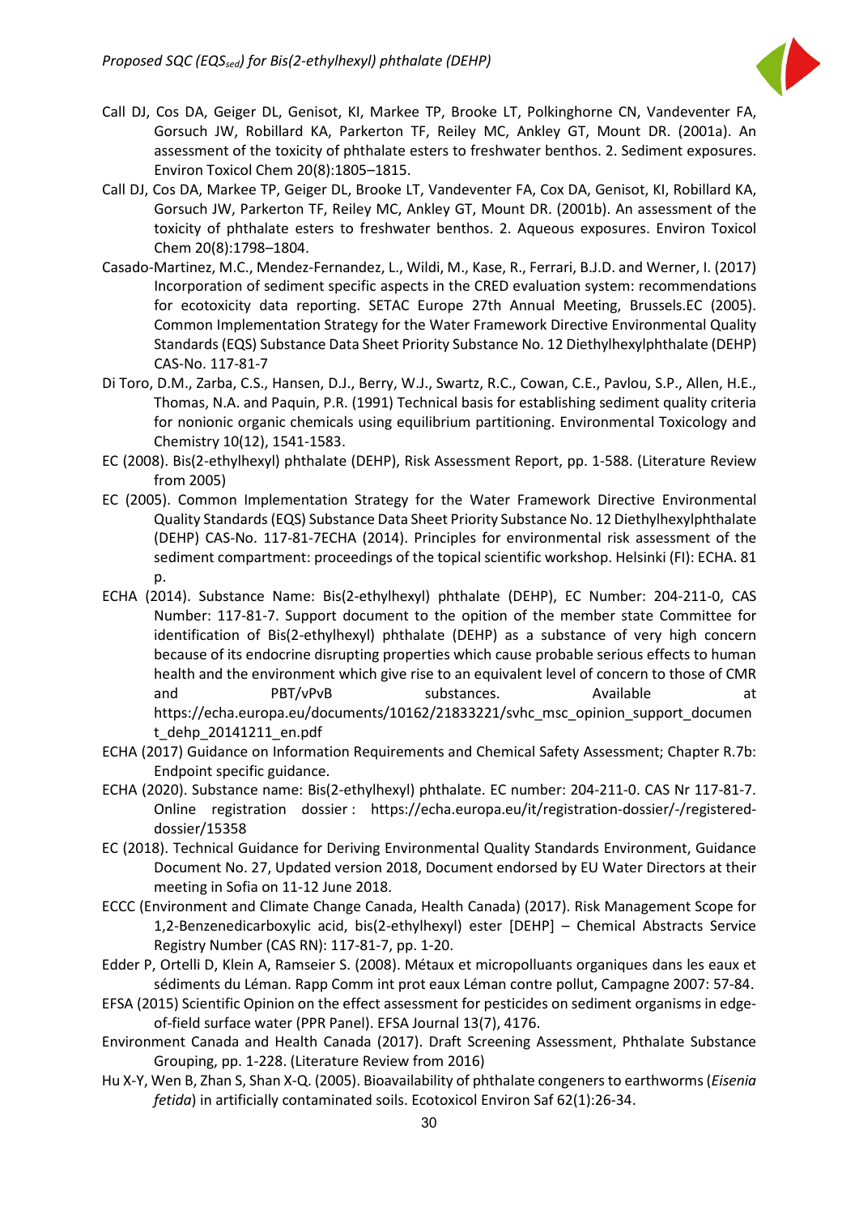Call DJ, Cos DA, Geiger DL, Genisot, KI, Markee TP, Brooke LT, Polkinghorne CN, Vandeventer FA, Gorsuch JW, Parkerton TF, Reiley MC, Ankley GT, Mount DR. (2001a). An assessment of the toxicity of phthalate esters to freshwater benthos. 2. Sediment exposures. Environ Toxicol Chem 20(8):1805–1815.

Call DJ, Cos DA, Markee TP, Geiger DL, Brooke LT, Vandeventer FA, Cox DA, Genisot, KI, Robillard KA, Gorsuch JW, Parkerton TF, Reiley MC, Ankley GT, Mount DR. (2001b). An assessment of the toxicity of phthalate esters to freshwater benthos. 2. Aqueous exposures. Environ Toxicol Chem 20(8):1798–1804.

Casado-Martinez, M.C., Mendez-Fernandez, L., Wildi, M., Kase, R., Ferrari, B.J.D. and Werner, I. (2017) Incorporation of sediment specific aspects in the CRED evaluation system: recommendations for ecotoxicity data reporting. SETAC Europe 27th Annual Meeting, Brussels.EC (2005). Common Implementation Strategy for the Water Framework Directive Environmental Quality Standards (EQS) Substance Data Sheet Priority Substance No. 12 Diethylhexylphthalate (DEHP) CAS-No. 117-81-7

Di Toro, D.M., Zarba, C.S., Hansen, D.J., Berry, W.J., Swartz, R.C., Cowan, C.E., Pavlou, S.P., Allen, H.E., Thomas, N.A. and Paquin, P.R. (1991) Technical basis for establishing sediment quality criteria for nonionic organic chemicals using equilibrium partitioning. Environmental Toxicology and Chemistry 10(12), 1541-1583.

EC (2008). Bis(2-ethylhexyl) phthalate (DEHP), Risk Assessment Report, pp. 1-588. (Literature Review from 2005)

EC (2005). Common Implementation Strategy for the Water Framework Directive Environmental Quality Standards (EQS) Substance Data Sheet Priority Substance No. 12 Diethylhexylphthalate (DEHP) CAS-No. 117-81-7ECHA (2014). Principles for environmental risk assessment of the sediment compartment: proceedings of the topical scientific workshop. Helsinki (FI): ECHA. 81 p.

ECHA (2014). Substance Name: Bis(2-ethylhexyl) phthalate (DEHP), EC Number: 204-211-0, CAS Number: 117-81-7. Support document to the opition of the member state Committee for identification of Bis(2-ethylhexyl) phthalate (DEHP) as a substance of very high concern because of its endocrine disrupting properties which cause probable serious effects to human health and the environment which give rise to an equivalent level of concern to those of CMR and PBT/vPvB substances. Available at https://echa.europa.eu/documents/10162/21833221/svhc_msc_opinion_support_document_dehp_20141211_en.pdf

ECHA (2017) Guidance on Information Requirements and Chemical Safety Assessment; Chapter R.7b: Endpoint specific guidance.

ECHA (2020). Substance name: Bis(2-ethylhexyl) phthalate. EC number: 204-211-0. CAS Nr 117-81-7. Online registration dossier : https://echa.europa.eu/it/registration-dossier/-/registered-dossier/15358

EC (2018). Technical Guidance for Deriving Environmental Quality Standards Environment, Guidance Document No. 27, Updated version 2018, Document endorsed by EU Water Directors at their meeting in Sofia on 11-12 June 2018.

ECCC (Environment and Climate Change Canada, Health Canada) (2017). Risk Management Scope for 1,2-Benzenedicarboxylic acid, bis(2-ethylhexyl) ester [DEHP] – Chemical Abstracts Service Registry Number (CAS RN): 117-81-7, pp. 1-20.

Edder P, Ortelli D, Klein A, Ramseier S. (2008). Métaux et micropolluants organiques dans les eaux et sédiments du Léman. Rapp Comm int prot eaux Léman contre pollut, Campagne 2007: 57-84.

EFSA (2015) Scientific Opinion on the effect assessment for pesticides on sediment organisms in edge-of-field surface water (PPR Panel). EFSA Journal 13(7), 4176.

Environment Canada and Health Canada (2017). Draft Screening Assessment, Phthalate Substance Grouping, pp. 1-228. (Literature Review from 2016)

Hu X-Y, Wen B, Zhan S, Shan X-Q. (2005). Bioavailability of phthalate congeners to earthworms (*Eisenia fetida*) in artificially contaminated soils. Ecotoxicol Environ Saf 62(1):26-34.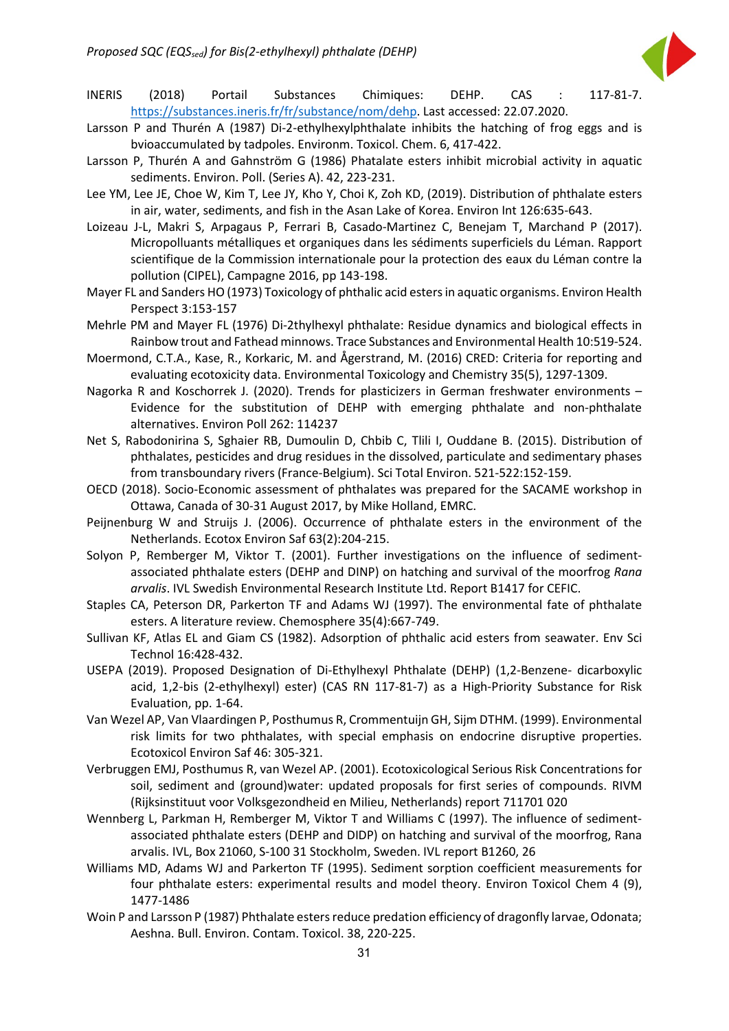INERIS (2018) Portail Substances Chimiques: DEHP. CAS : 117-81-7. https://substances.ineris.fr/fr/substance/nom/dehp. Last accessed: 22.07.2020.

Larsson P and Thurén A (1987) Di-2-ethylhexylphthalate inhibits the hatching of frog eggs and is bvioaccumulated by tadpoles. Environm. Toxicol. Chem. 6, 417-422.

Larsson P, Thurén A and Gahnström G (1986) Phatalate esters inhibit microbial activity in aquatic sediments. Environ. Poll. (Series A). 42, 223-231.

Lee YM, Lee JE, Choe W, Kim T, Lee JY, Kho Y, Choi K, Zoh KD, (2019). Distribution of phthalate esters in air, water, sediments, and fish in the Asan Lake of Korea. Environ Int 126:635-643.

Loizeau J-L, Makri S, Arpagaus P, Ferrari B, Casado-Martinez C, Benejam T, Marchand P (2017). Micropolluants métalliques et organiques dans les sédiments superficiels du Léman. Rapport scientifique de la Commission internationale pour la protection des eaux du Léman contre la pollution (CIPEL), Campagne 2016, pp 143-198.

Mayer FL and Sanders HO (1973) Toxicology of phthalic acid esters in aquatic organisms. Environ Health Perspect 3:153-157

Mehrle PM and Mayer FL (1976) Di-2thylhexyl phthalate: Residue dynamics and biological effects in Rainbow trout and Fathead minnows. Trace Substances and Environmental Health 10:519-524.

Moermond, C.T.A., Kase, R., Korkaric, M. and Ågerstrand, M. (2016) CRED: Criteria for reporting and evaluating ecotoxicity data. Environmental Toxicology and Chemistry 35(5), 1297-1309.

Nagorka R and Koschorrek J. (2020). Trends for plasticizers in German freshwater environments – Evidence for the substitution of DEHP with emerging phthalate and non-phthalate alternatives. Environ Poll 262: 114237

Net S, Rabodonirina S, Sghaier RB, Dumoulin D, Chbib C, Tlili I, Ouddane B. (2015). Distribution of phthalates, pesticides and drug residues in the dissolved, particulate and sedimentary phases from transboundary rivers (France-Belgium). Sci Total Environ. 521-522:152-159.

OECD (2018). Socio-Economic assessment of phthalates was prepared for the SACAME workshop in Ottawa, Canada of 30-31 August 2017, by Mike Holland, EMRC.

Peijnenburg W and Struijs J. (2006). Occurrence of phthalate esters in the environment of the Netherlands. Ecotox Environ Saf 63(2):204-215.

Solyon P, Remberger M, Viktor T. (2001). Further investigations on the influence of sediment-associated phthalate esters (DEHP and DINP) on hatching and survival of the moorfrog *Rana arvalis*. IVL Swedish Environmental Research Institute Ltd. Report B1417 for CEFIC.

Staples CA, Peterson DR, Parkerton TF and Adams WJ (1997). The environmental fate of phthalate esters. A literature review. Chemosphere 35(4):667-749.

Sullivan KF, Atlas EL and Giam CS (1982). Adsorption of phthalic acid esters from seawater. Env Sci Technol 16:428-432.

USEPA (2019). Proposed Designation of Di-Ethylhexyl Phthalate (DEHP) (1,2-Benzene- dicarboxylic acid, 1,2-bis (2-ethylhexyl) ester) (CAS RN 117-81-7) as a High-Priority Substance for Risk Evaluation, pp. 1-64.

Van Wezel AP, Van Vlaardingen P, Posthumus R, Crommentuijn GH, Sijm DTHM. (1999). Environmental risk limits for two phthalates, with special emphasis on endocrine disruptive properties. Ecotoxicol Environ Saf 46: 305-321.

Verbruggen EMJ, Posthumus R, van Wezel AP. (2001). Ecotoxicological Serious Risk Concentrations for soil, sediment and (ground)water: updated proposals for first series of compounds. RIVM (Rijksinstituut voor Volksgezondheid en Milieu, Netherlands) report 711701 020

Wennberg L, Parkman H, Remberger M, Viktor T and Williams C (1997). The influence of sediment-associated phthalate esters (DEHP and DIDP) on hatching and survival of the moorfrog, Rana arvalis. IVL, Box 21060, S-100 31 Stockholm, Sweden. IVL report B1260, 26

Williams MD, Adams WJ and Parkerton TF (1995). Sediment sorption coefficient measurements for four phthalate esters: experimental results and model theory. Environ Toxicol Chem 4 (9), 1477-1486

Woin P and Larsson P (1987) Phthalate esters reduce predation efficiency of dragonfly larvae, Odonata; Aeshna. Bull. Environ. Contam. Toxicol. 38, 220-225.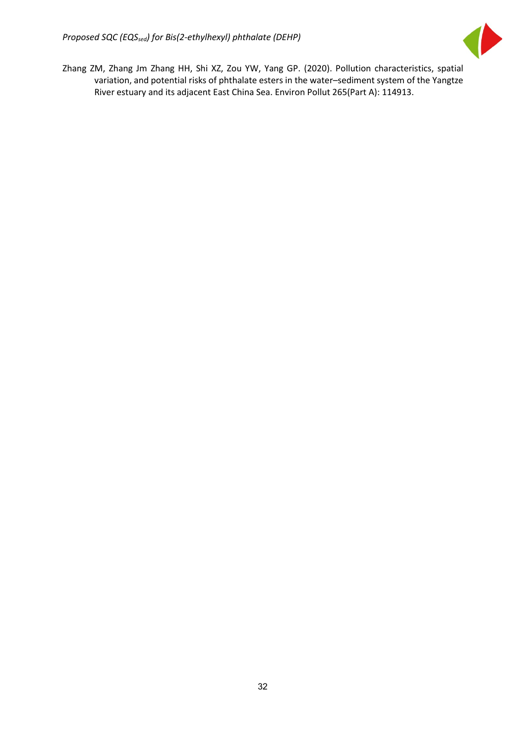Zhang ZM, Zhang Jm Zhang HH, Shi XZ, Zou YW, Yang GP. (2020). Pollution characteristics, spatial variation, and potential risks of phthalate esters in the water–sediment system of the Yangtze River estuary and its adjacent East China Sea. Environ Pollut 265(Part A): 114913.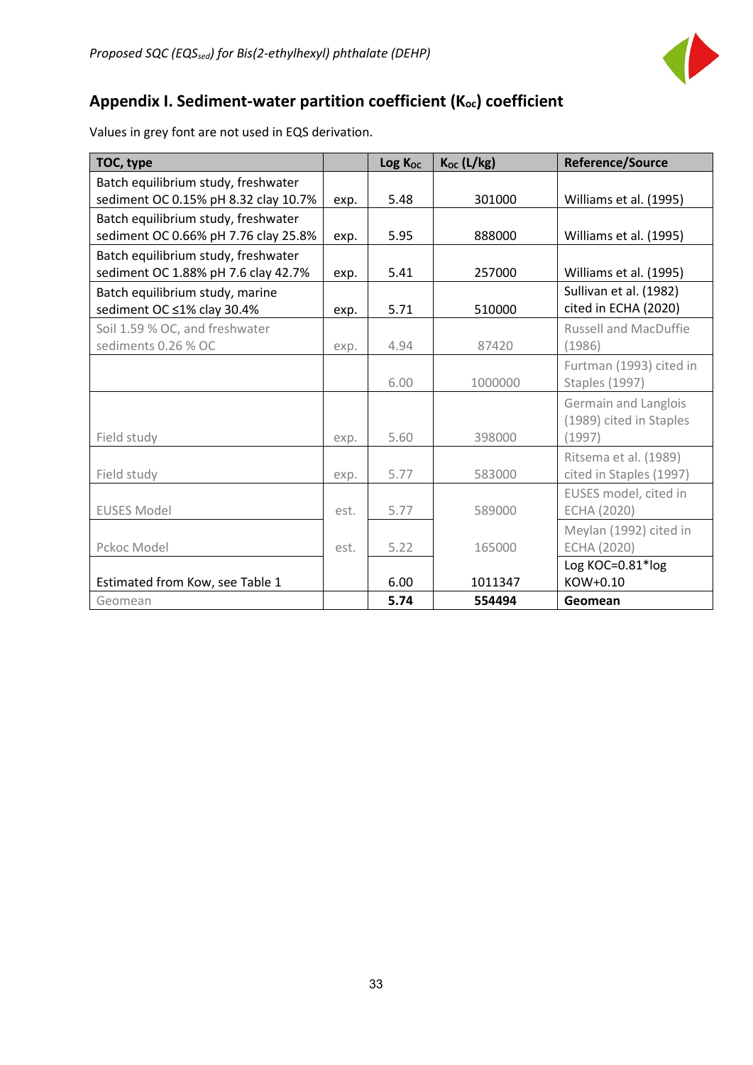## Appendix I. Sediment-water partition coefficient ($K_{oc}$) coefficient

Values in grey font are not used in EQS derivation.

| TOC, type | | Log $K_{OC}$ | $K_{OC}$ (L/kg) | Reference/Source |
|---|---|---|---|---|
| Batch equilibrium study, freshwater sediment OC 0.15% pH 8.32 clay 10.7% | exp. | 5.48 | 301000 | Williams et al. (1995) |
| Batch equilibrium study, freshwater sediment OC 0.66% pH 7.76 clay 25.8% | exp. | 5.95 | 888000 | Williams et al. (1995) |
| Batch equilibrium study, freshwater sediment OC 1.88% pH 7.6 clay 42.7% | exp. | 5.41 | 257000 | Williams et al. (1995) |
| Batch equilibrium study, marine sediment OC ≤1% clay 30.4% | exp. | 5.71 | 510000 | Sullivan et al. (1982) cited in ECHA (2020) |
| Soil 1.59 % OC, and freshwater sediments 0.26 % OC | exp. | 4.94 | 87420 | Russell and MacDuffie (1986) |
| | | 6.00 | 1000000 | Furtman (1993) cited in Staples (1997) |
| Field study | exp. | 5.60 | 398000 | Germain and Langlois (1989) cited in Staples (1997) |
| Field study | exp. | 5.77 | 583000 | Ritsema et al. (1989) cited in Staples (1997) |
| EUSES Model | est. | 5.77 | 589000 | EUSES model, cited in ECHA (2020) |
| Pckoc Model | est. | 5.22 | 165000 | Meylan (1992) cited in ECHA (2020) |
| Estimated from Kow, see Table 1 | | 6.00 | 1011347 | Log KOC=0.81*log KOW+0.10 |
| Geomean | | **5.74** | **554494** | **Geomean** |